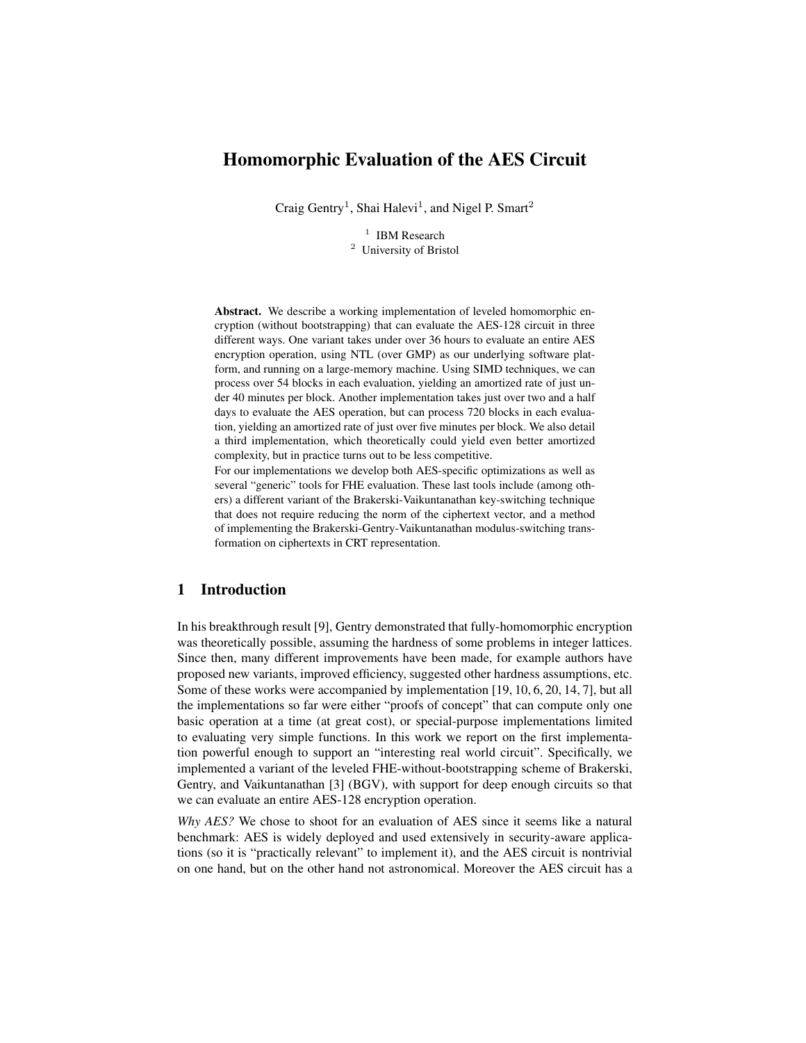# Homomorphic Evaluation of the AES Circuit

Craig Gentry[1], Shai Halevi[1], and Nigel P. Smart[2]

[1] IBM Research
[2] University of Bristol

**Abstract.** We describe a working implementation of leveled homomorphic encryption (without bootstrapping) that can evaluate the AES-128 circuit in three different ways. One variant takes under over 36 hours to evaluate an entire AES encryption operation, using NTL (over GMP) as our underlying software platform, and running on a large-memory machine. Using SIMD techniques, we can process over 54 blocks in each evaluation, yielding an amortized rate of just under 40 minutes per block. Another implementation takes just over two and a half days to evaluate the AES operation, but can process 720 blocks in each evaluation, yielding an amortized rate of just over five minutes per block. We also detail a third implementation, which theoretically could yield even better amortized complexity, but in practice turns out to be less competitive.

For our implementations we develop both AES-specific optimizations as well as several "generic" tools for FHE evaluation. These last tools include (among others) a different variant of the Brakerski-Vaikuntanathan key-switching technique that does not require reducing the norm of the ciphertext vector, and a method of implementing the Brakerski-Gentry-Vaikuntanathan modulus-switching transformation on ciphertexts in CRT representation.

## 1 Introduction

In his breakthrough result [9], Gentry demonstrated that fully-homomorphic encryption was theoretically possible, assuming the hardness of some problems in integer lattices. Since then, many different improvements have been made, for example authors have proposed new variants, improved efficiency, suggested other hardness assumptions, etc. Some of these works were accompanied by implementation [19, 10, 6, 20, 14, 7], but all the implementations so far were either "proofs of concept" that can compute only one basic operation at a time (at great cost), or special-purpose implementations limited to evaluating very simple functions. In this work we report on the first implementation powerful enough to support an "interesting real world circuit". Specifically, we implemented a variant of the leveled FHE-without-bootstrapping scheme of Brakerski, Gentry, and Vaikuntanathan [3] (BGV), with support for deep enough circuits so that we can evaluate an entire AES-128 encryption operation.

*Why AES?* We chose to shoot for an evaluation of AES since it seems like a natural benchmark: AES is widely deployed and used extensively in security-aware applications (so it is "practically relevant" to implement it), and the AES circuit is nontrivial on one hand, but on the other hand not astronomical. Moreover the AES circuit has a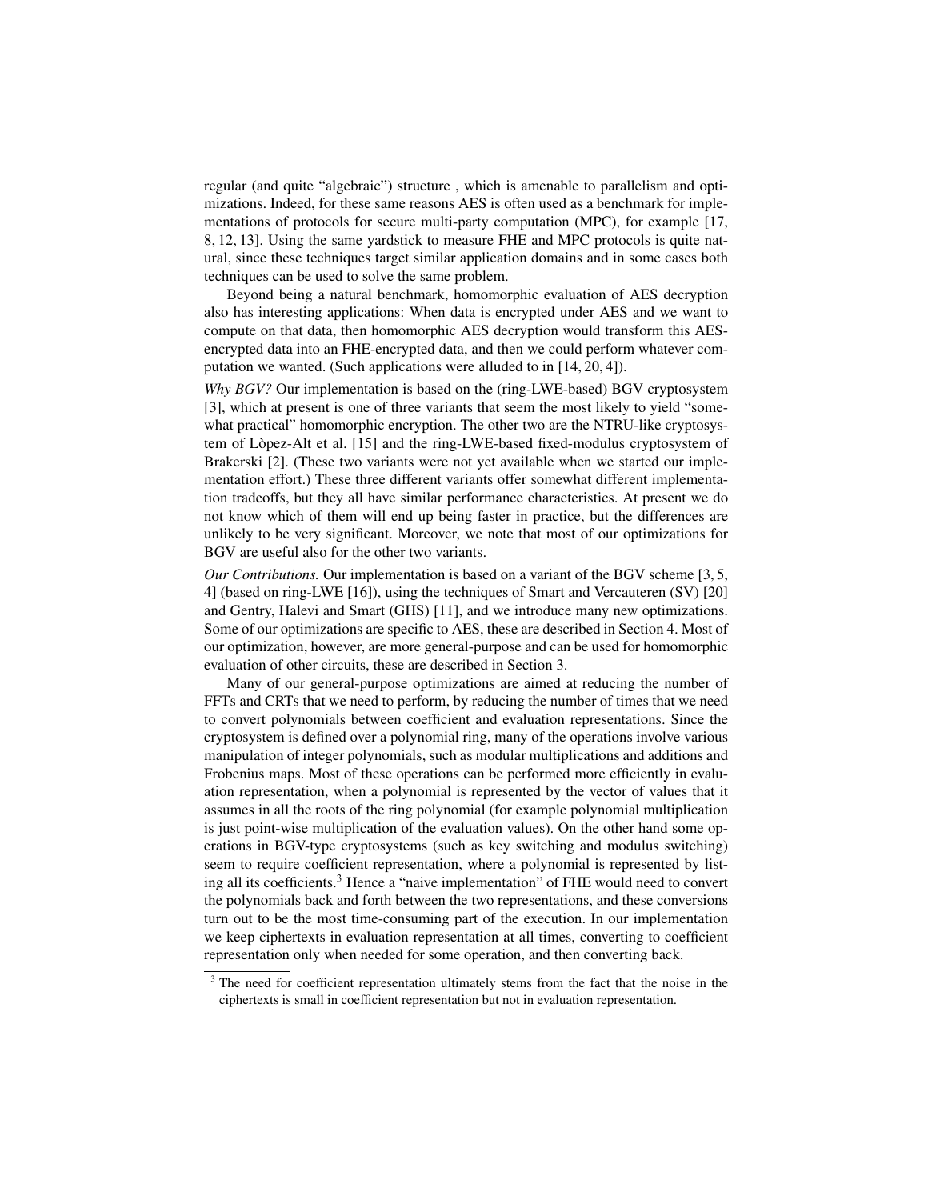regular (and quite "algebraic") structure , which is amenable to parallelism and optimizations. Indeed, for these same reasons AES is often used as a benchmark for implementations of protocols for secure multi-party computation (MPC), for example [17, 8, 12, 13]. Using the same yardstick to measure FHE and MPC protocols is quite natural, since these techniques target similar application domains and in some cases both techniques can be used to solve the same problem.

Beyond being a natural benchmark, homomorphic evaluation of AES decryption also has interesting applications: When data is encrypted under AES and we want to compute on that data, then homomorphic AES decryption would transform this AES-encrypted data into an FHE-encrypted data, and then we could perform whatever computation we wanted. (Such applications were alluded to in [14, 20, 4]).

*Why BGV?* Our implementation is based on the (ring-LWE-based) BGV cryptosystem [3], which at present is one of three variants that seem the most likely to yield "somewhat practical" homomorphic encryption. The other two are the NTRU-like cryptosystem of Lòpez-Alt et al. [15] and the ring-LWE-based fixed-modulus cryptosystem of Brakerski [2]. (These two variants were not yet available when we started our implementation effort.) These three different variants offer somewhat different implementation tradeoffs, but they all have similar performance characteristics. At present we do not know which of them will end up being faster in practice, but the differences are unlikely to be very significant. Moreover, we note that most of our optimizations for BGV are useful also for the other two variants.

*Our Contributions.* Our implementation is based on a variant of the BGV scheme [3, 5, 4] (based on ring-LWE [16]), using the techniques of Smart and Vercauteren (SV) [20] and Gentry, Halevi and Smart (GHS) [11], and we introduce many new optimizations. Some of our optimizations are specific to AES, these are described in Section 4. Most of our optimization, however, are more general-purpose and can be used for homomorphic evaluation of other circuits, these are described in Section 3.

Many of our general-purpose optimizations are aimed at reducing the number of FFTs and CRTs that we need to perform, by reducing the number of times that we need to convert polynomials between coefficient and evaluation representations. Since the cryptosystem is defined over a polynomial ring, many of the operations involve various manipulation of integer polynomials, such as modular multiplications and additions and Frobenius maps. Most of these operations can be performed more efficiently in evaluation representation, when a polynomial is represented by the vector of values that it assumes in all the roots of the ring polynomial (for example polynomial multiplication is just point-wise multiplication of the evaluation values). On the other hand some operations in BGV-type cryptosystems (such as key switching and modulus switching) seem to require coefficient representation, where a polynomial is represented by listing all its coefficients.[3] Hence a "naive implementation" of FHE would need to convert the polynomials back and forth between the two representations, and these conversions turn out to be the most time-consuming part of the execution. In our implementation we keep ciphertexts in evaluation representation at all times, converting to coefficient representation only when needed for some operation, and then converting back.

[3] The need for coefficient representation ultimately stems from the fact that the noise in the ciphertexts is small in coefficient representation but not in evaluation representation.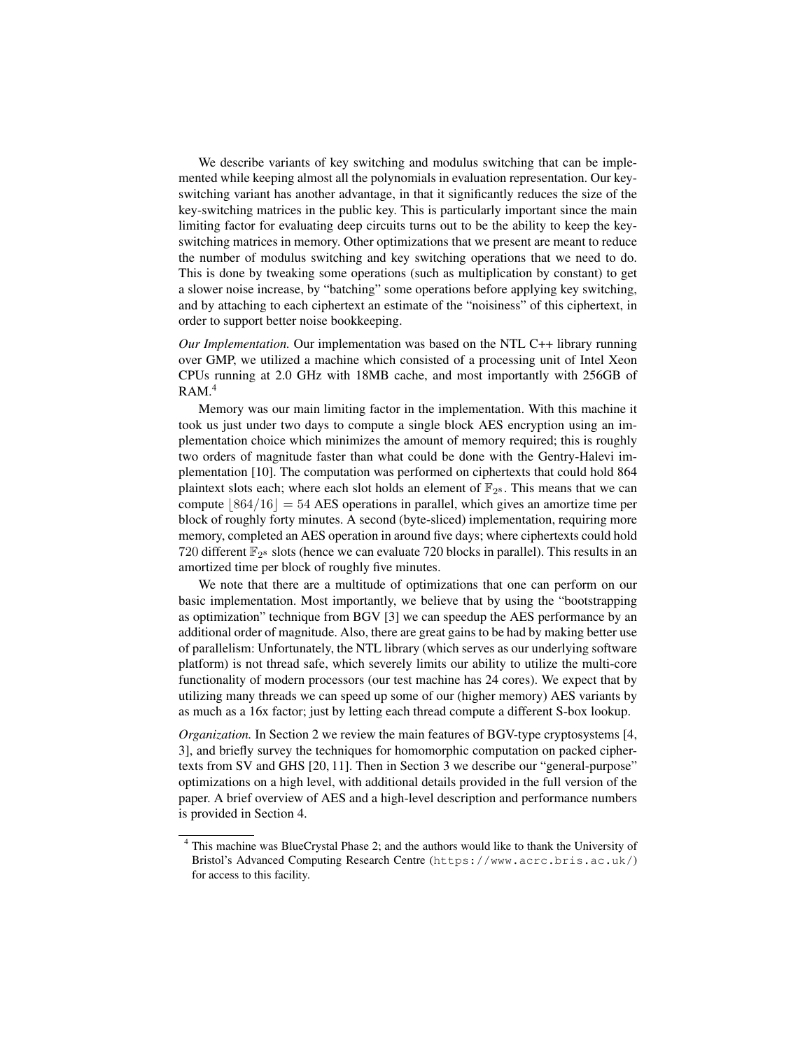We describe variants of key switching and modulus switching that can be implemented while keeping almost all the polynomials in evaluation representation. Our key-switching variant has another advantage, in that it significantly reduces the size of the key-switching matrices in the public key. This is particularly important since the main limiting factor for evaluating deep circuits turns out to be the ability to keep the key-switching matrices in memory. Other optimizations that we present are meant to reduce the number of modulus switching and key switching operations that we need to do. This is done by tweaking some operations (such as multiplication by constant) to get a slower noise increase, by "batching" some operations before applying key switching, and by attaching to each ciphertext an estimate of the "noisiness" of this ciphertext, in order to support better noise bookkeeping.

*Our Implementation.* Our implementation was based on the NTL C++ library running over GMP, we utilized a machine which consisted of a processing unit of Intel Xeon CPUs running at 2.0 GHz with 18MB cache, and most importantly with 256GB of RAM.[4]

Memory was our main limiting factor in the implementation. With this machine it took us just under two days to compute a single block AES encryption using an implementation choice which minimizes the amount of memory required; this is roughly two orders of magnitude faster than what could be done with the Gentry-Halevi implementation [10]. The computation was performed on ciphertexts that could hold 864 plaintext slots each; where each slot holds an element of $\mathbb{F}_{2^8}$. This means that we can compute $\lfloor 864/16 \rfloor = 54$ AES operations in parallel, which gives an amortize time per block of roughly forty minutes. A second (byte-sliced) implementation, requiring more memory, completed an AES operation in around five days; where ciphertexts could hold 720 different $\mathbb{F}_{2^8}$ slots (hence we can evaluate 720 blocks in parallel). This results in an amortized time per block of roughly five minutes.

We note that there are a multitude of optimizations that one can perform on our basic implementation. Most importantly, we believe that by using the "bootstrapping as optimization" technique from BGV [3] we can speedup the AES performance by an additional order of magnitude. Also, there are great gains to be had by making better use of parallelism: Unfortunately, the NTL library (which serves as our underlying software platform) is not thread safe, which severely limits our ability to utilize the multi-core functionality of modern processors (our test machine has 24 cores). We expect that by utilizing many threads we can speed up some of our (higher memory) AES variants by as much as a 16x factor; just by letting each thread compute a different S-box lookup.

*Organization.* In Section 2 we review the main features of BGV-type cryptosystems [4, 3], and briefly survey the techniques for homomorphic computation on packed ciphertexts from SV and GHS [20, 11]. Then in Section 3 we describe our "general-purpose" optimizations on a high level, with additional details provided in the full version of the paper. A brief overview of AES and a high-level description and performance numbers is provided in Section 4.

[4] This machine was BlueCrystal Phase 2; and the authors would like to thank the University of Bristol's Advanced Computing Research Centre (https://www.acrc.bris.ac.uk/) for access to this facility.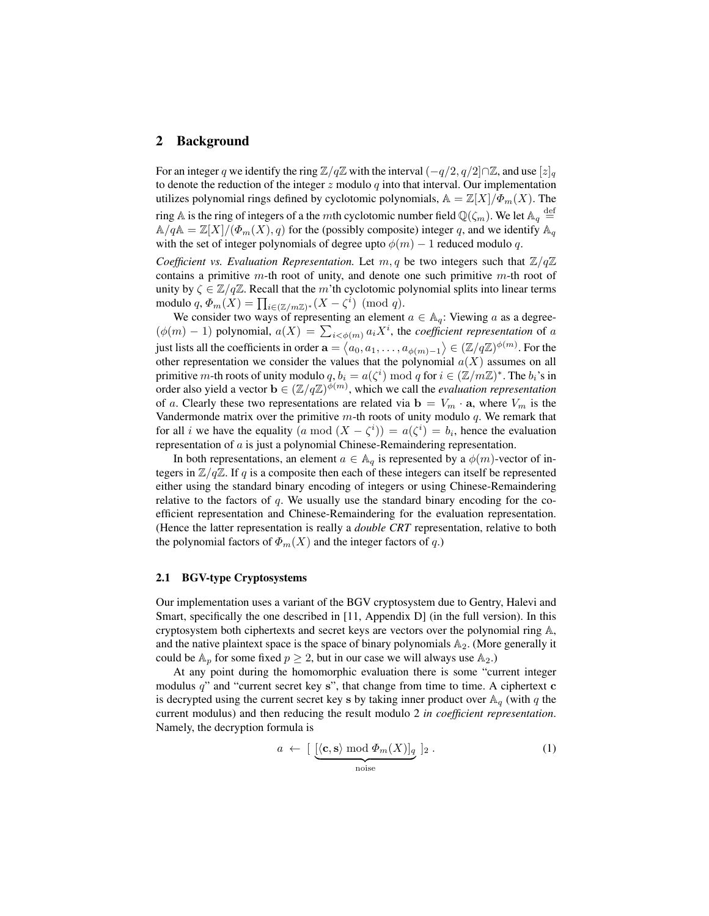## 2 Background

For an integer $q$ we identify the ring $\mathbb{Z}/q\mathbb{Z}$ with the interval $(-q/2, q/2] \cap \mathbb{Z}$, and use $[z]_q$ to denote the reduction of the integer $z$ modulo $q$ into that interval. Our implementation utilizes polynomial rings defined by cyclotomic polynomials, $\mathbb{A} = \mathbb{Z}[X]/\Phi_m(X)$. The ring $\mathbb{A}$ is the ring of integers of a the $m$th cyclotomic number field $\mathbb{Q}(\zeta_m)$. We let $\mathbb{A}_q \stackrel{\text{def}}{=} \mathbb{A}/q\mathbb{A} = \mathbb{Z}[X]/(\Phi_m(X), q)$ for the (possibly composite) integer $q$, and we identify $\mathbb{A}_q$ with the set of integer polynomials of degree upto $\phi(m) - 1$ reduced modulo $q$.

*Coefficient vs. Evaluation Representation.* Let $m, q$ be two integers such that $\mathbb{Z}/q\mathbb{Z}$ contains a primitive $m$-th root of unity, and denote one such primitive $m$-th root of unity by $\zeta \in \mathbb{Z}/q\mathbb{Z}$. Recall that the $m$'th cyclotomic polynomial splits into linear terms modulo $q$, $\Phi_m(X) = \prod_{i \in (\mathbb{Z}/m\mathbb{Z})^*} (X - \zeta^i) \pmod{q}$.

We consider two ways of representing an element $a \in \mathbb{A}_q$: Viewing $a$ as a degree-$(\phi(m) - 1)$ polynomial, $a(X) = \sum_{i<\phi(m)} a_i X^i$, the *coefficient representation* of $a$ just lists all the coefficients in order $\mathbf{a} = \langle a_0, a_1, \ldots, a_{\phi(m)-1} \rangle \in (\mathbb{Z}/q\mathbb{Z})^{\phi(m)}$. For the other representation we consider the values that the polynomial $a(X)$ assumes on all primitive $m$-th roots of unity modulo $q$, $b_i = a(\zeta^i) \bmod q$ for $i \in (\mathbb{Z}/m\mathbb{Z})^*$. The $b_i$'s in order also yield a vector $\mathbf{b} \in (\mathbb{Z}/q\mathbb{Z})^{\phi(m)}$, which we call the *evaluation representation* of $a$. Clearly these two representations are related via $\mathbf{b} = V_m \cdot \mathbf{a}$, where $V_m$ is the Vandermonde matrix over the primitive $m$-th roots of unity modulo $q$. We remark that for all $i$ we have the equality $(a \bmod (X - \zeta^i)) = a(\zeta^i) = b_i$, hence the evaluation representation of $a$ is just a polynomial Chinese-Remaindering representation.

In both representations, an element $a \in \mathbb{A}_q$ is represented by a $\phi(m)$-vector of integers in $\mathbb{Z}/q\mathbb{Z}$. If $q$ is a composite then each of these integers can itself be represented either using the standard binary encoding of integers or using Chinese-Remaindering relative to the factors of $q$. We usually use the standard binary encoding for the coefficient representation and Chinese-Remaindering for the evaluation representation. (Hence the latter representation is really a *double CRT* representation, relative to both the polynomial factors of $\Phi_m(X)$ and the integer factors of $q$.)

### 2.1 BGV-type Cryptosystems

Our implementation uses a variant of the BGV cryptosystem due to Gentry, Halevi and Smart, specifically the one described in [11, Appendix D] (in the full version). In this cryptosystem both ciphertexts and secret keys are vectors over the polynomial ring $\mathbb{A}$, and the native plaintext space is the space of binary polynomials $\mathbb{A}_2$. (More generally it could be $\mathbb{A}_p$ for some fixed $p \geq 2$, but in our case we will always use $\mathbb{A}_2$.)

At any point during the homomorphic evaluation there is some "current integer modulus $q$" and "current secret key $\mathbf{s}$", that change from time to time. A ciphertext $\mathbf{c}$ is decrypted using the current secret key $\mathbf{s}$ by taking inner product over $\mathbb{A}_q$ (with $q$ the current modulus) and then reducing the result modulo 2 *in coefficient representation*. Namely, the decryption formula is

$$a \leftarrow [\ \underbrace{[\langle \mathbf{c}, \mathbf{s} \rangle \bmod \Phi_m(X)]_q}_{\text{noise}}\ ]_2\,. \tag{1}$$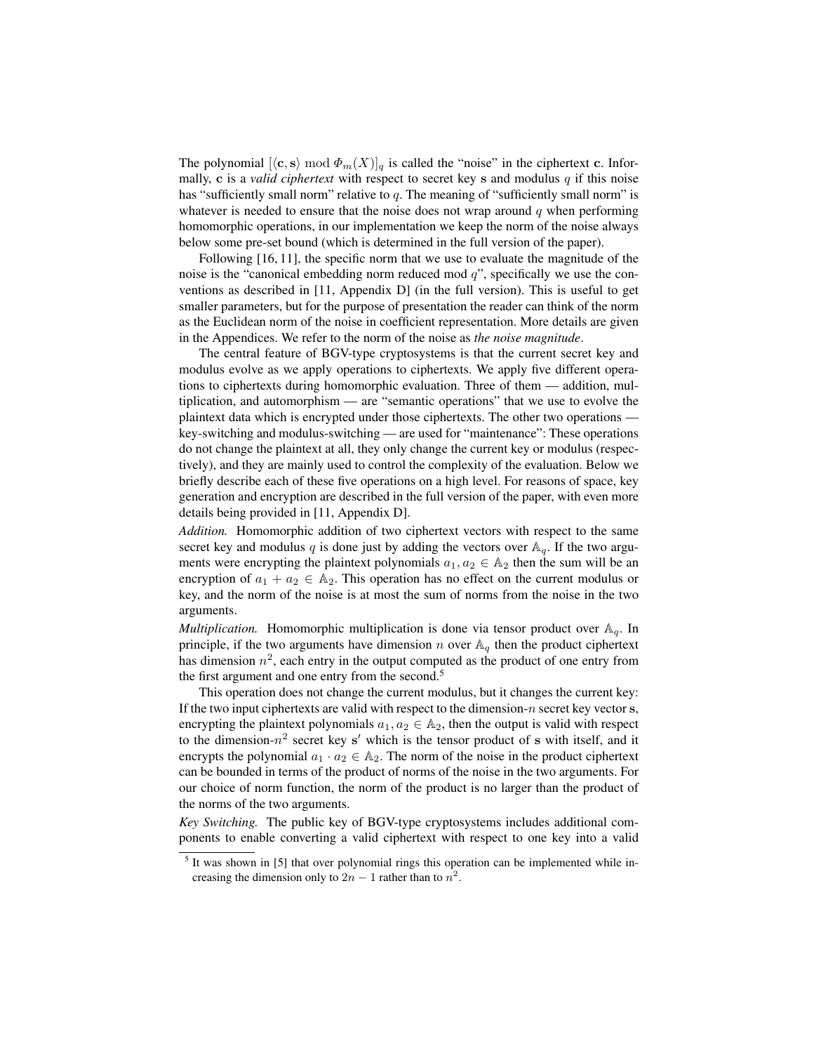The polynomial $[\langle \mathbf{c}, \mathbf{s} \rangle \bmod \Phi_m(X)]_q$ is called the "noise" in the ciphertext $\mathbf{c}$. Informally, $\mathbf{c}$ is a *valid ciphertext* with respect to secret key $\mathbf{s}$ and modulus $q$ if this noise has "sufficiently small norm" relative to $q$. The meaning of "sufficiently small norm" is whatever is needed to ensure that the noise does not wrap around $q$ when performing homomorphic operations, in our implementation we keep the norm of the noise always below some pre-set bound (which is determined in the full version of the paper).

Following [16, 11], the specific norm that we use to evaluate the magnitude of the noise is the "canonical embedding norm reduced mod $q$", specifically we use the conventions as described in [11, Appendix D] (in the full version). This is useful to get smaller parameters, but for the purpose of presentation the reader can think of the norm as the Euclidean norm of the noise in coefficient representation. More details are given in the Appendices. We refer to the norm of the noise as *the noise magnitude*.

The central feature of BGV-type cryptosystems is that the current secret key and modulus evolve as we apply operations to ciphertexts. We apply five different operations to ciphertexts during homomorphic evaluation. Three of them — addition, multiplication, and automorphism — are "semantic operations" that we use to evolve the plaintext data which is encrypted under those ciphertexts. The other two operations — key-switching and modulus-switching — are used for "maintenance": These operations do not change the plaintext at all, they only change the current key or modulus (respectively), and they are mainly used to control the complexity of the evaluation. Below we briefly describe each of these five operations on a high level. For reasons of space, key generation and encryption are described in the full version of the paper, with even more details being provided in [11, Appendix D].

*Addition.* Homomorphic addition of two ciphertext vectors with respect to the same secret key and modulus $q$ is done just by adding the vectors over $\mathbb{A}_q$. If the two arguments were encrypting the plaintext polynomials $a_1, a_2 \in \mathbb{A}_2$ then the sum will be an encryption of $a_1 + a_2 \in \mathbb{A}_2$. This operation has no effect on the current modulus or key, and the norm of the noise is at most the sum of norms from the noise in the two arguments.

*Multiplication.* Homomorphic multiplication is done via tensor product over $\mathbb{A}_q$. In principle, if the two arguments have dimension $n$ over $\mathbb{A}_q$ then the product ciphertext has dimension $n^2$, each entry in the output computed as the product of one entry from the first argument and one entry from the second.[5]

This operation does not change the current modulus, but it changes the current key: If the two input ciphertexts are valid with respect to the dimension-$n$ secret key vector $\mathbf{s}$, encrypting the plaintext polynomials $a_1, a_2 \in \mathbb{A}_2$, then the output is valid with respect to the dimension-$n^2$ secret key $\mathbf{s}'$ which is the tensor product of $\mathbf{s}$ with itself, and it encrypts the polynomial $a_1 \cdot a_2 \in \mathbb{A}_2$. The norm of the noise in the product ciphertext can be bounded in terms of the product of norms of the noise in the two arguments. For our choice of norm function, the norm of the product is no larger than the product of the norms of the two arguments.

*Key Switching.* The public key of BGV-type cryptosystems includes additional components to enable converting a valid ciphertext with respect to one key into a valid

[5] It was shown in [5] that over polynomial rings this operation can be implemented while increasing the dimension only to $2n - 1$ rather than to $n^2$.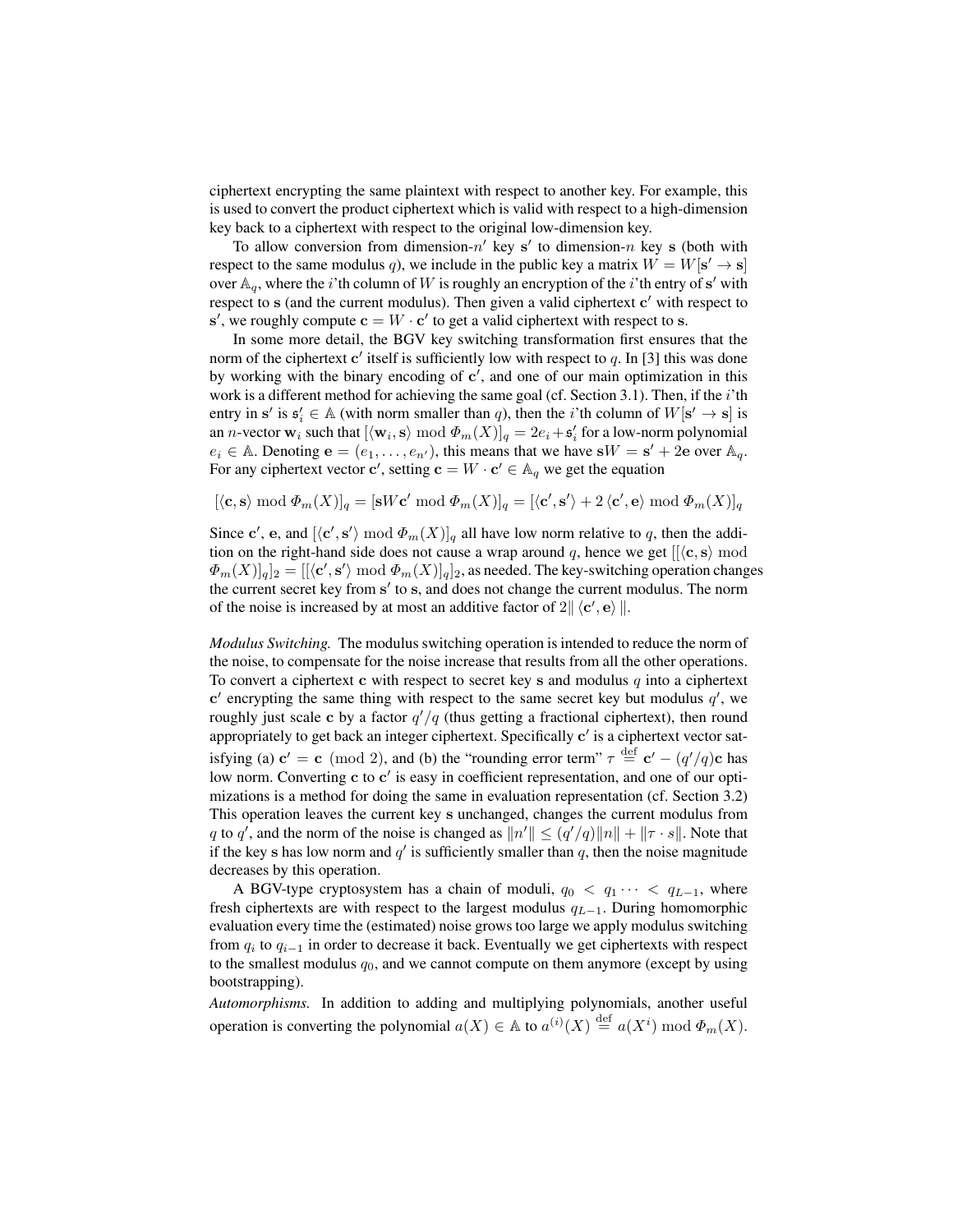ciphertext encrypting the same plaintext with respect to another key. For example, this is used to convert the product ciphertext which is valid with respect to a high-dimension key back to a ciphertext with respect to the original low-dimension key.

To allow conversion from dimension-$n'$ key $\mathbf{s}'$ to dimension-$n$ key $\mathbf{s}$ (both with respect to the same modulus $q$), we include in the public key a matrix $W = W[\mathbf{s}' \rightarrow \mathbf{s}]$ over $\mathbb{A}_q$, where the $i$'th column of $W$ is roughly an encryption of the $i$'th entry of $\mathbf{s}'$ with respect to $\mathbf{s}$ (and the current modulus). Then given a valid ciphertext $\mathbf{c}'$ with respect to $\mathbf{s}'$, we roughly compute $\mathbf{c} = W \cdot \mathbf{c}'$ to get a valid ciphertext with respect to $\mathbf{s}$.

In some more detail, the BGV key switching transformation first ensures that the norm of the ciphertext $\mathbf{c}'$ itself is sufficiently low with respect to $q$. In [3] this was done by working with the binary encoding of $\mathbf{c}'$, and one of our main optimization in this work is a different method for achieving the same goal (cf. Section 3.1). Then, if the $i$'th entry in $\mathbf{s}'$ is $\mathfrak{s}'_i \in \mathbb{A}$ (with norm smaller than $q$), then the $i$'th column of $W[\mathbf{s}' \rightarrow \mathbf{s}]$ is an $n$-vector $\mathbf{w}_i$ such that $[\langle \mathbf{w}_i, \mathbf{s} \rangle \bmod \Phi_m(X)]_q = 2e_i + \mathfrak{s}'_i$ for a low-norm polynomial $e_i \in \mathbb{A}$. Denoting $\mathbf{e} = (e_1, \ldots, e_{n'})$, this means that we have $\mathbf{s}W = \mathbf{s}' + 2\mathbf{e}$ over $\mathbb{A}_q$. For any ciphertext vector $\mathbf{c}'$, setting $\mathbf{c} = W \cdot \mathbf{c}' \in \mathbb{A}_q$ we get the equation

$$[\langle \mathbf{c}, \mathbf{s} \rangle \bmod \Phi_m(X)]_q = [\mathbf{s}W\mathbf{c}' \bmod \Phi_m(X)]_q = [\langle \mathbf{c}', \mathbf{s}' \rangle + 2\langle \mathbf{c}', \mathbf{e} \rangle \bmod \Phi_m(X)]_q$$

Since $\mathbf{c}'$, $\mathbf{e}$, and $[\langle \mathbf{c}', \mathbf{s}' \rangle \bmod \Phi_m(X)]_q$ all have low norm relative to $q$, then the addition on the right-hand side does not cause a wrap around $q$, hence we get $[[\langle \mathbf{c}, \mathbf{s} \rangle \bmod \Phi_m(X)]_q]_2 = [[\langle \mathbf{c}', \mathbf{s}' \rangle \bmod \Phi_m(X)]_q]_2$, as needed. The key-switching operation changes the current secret key from $\mathbf{s}'$ to $\mathbf{s}$, and does not change the current modulus. The norm of the noise is increased by at most an additive factor of $2\| \langle \mathbf{c}', \mathbf{e} \rangle \|$.

*Modulus Switching.* The modulus switching operation is intended to reduce the norm of the noise, to compensate for the noise increase that results from all the other operations. To convert a ciphertext $\mathbf{c}$ with respect to secret key $\mathbf{s}$ and modulus $q$ into a ciphertext $\mathbf{c}'$ encrypting the same thing with respect to the same secret key but modulus $q'$, we roughly just scale $\mathbf{c}$ by a factor $q'/q$ (thus getting a fractional ciphertext), then round appropriately to get back an integer ciphertext. Specifically $\mathbf{c}'$ is a ciphertext vector satisfying (a) $\mathbf{c}' = \mathbf{c} \pmod 2$, and (b) the "rounding error term" $\tau \stackrel{\text{def}}{=} \mathbf{c}' - (q'/q)\mathbf{c}$ has low norm. Converting $\mathbf{c}$ to $\mathbf{c}'$ is easy in coefficient representation, and one of our optimizations is a method for doing the same in evaluation representation (cf. Section 3.2) This operation leaves the current key $\mathbf{s}$ unchanged, changes the current modulus from $q$ to $q'$, and the norm of the noise is changed as $\|n'\| \leq (q'/q)\|n\| + \|\tau \cdot s\|$. Note that if the key $\mathbf{s}$ has low norm and $q'$ is sufficiently smaller than $q$, then the noise magnitude decreases by this operation.

A BGV-type cryptosystem has a chain of moduli, $q_0 < q_1 \cdots < q_{L-1}$, where fresh ciphertexts are with respect to the largest modulus $q_{L-1}$. During homomorphic evaluation every time the (estimated) noise grows too large we apply modulus switching from $q_i$ to $q_{i-1}$ in order to decrease it back. Eventually we get ciphertexts with respect to the smallest modulus $q_0$, and we cannot compute on them anymore (except by using bootstrapping).

*Automorphisms.* In addition to adding and multiplying polynomials, another useful operation is converting the polynomial $a(X) \in \mathbb{A}$ to $a^{(i)}(X) \stackrel{\text{def}}{=} a(X^i) \bmod \Phi_m(X)$.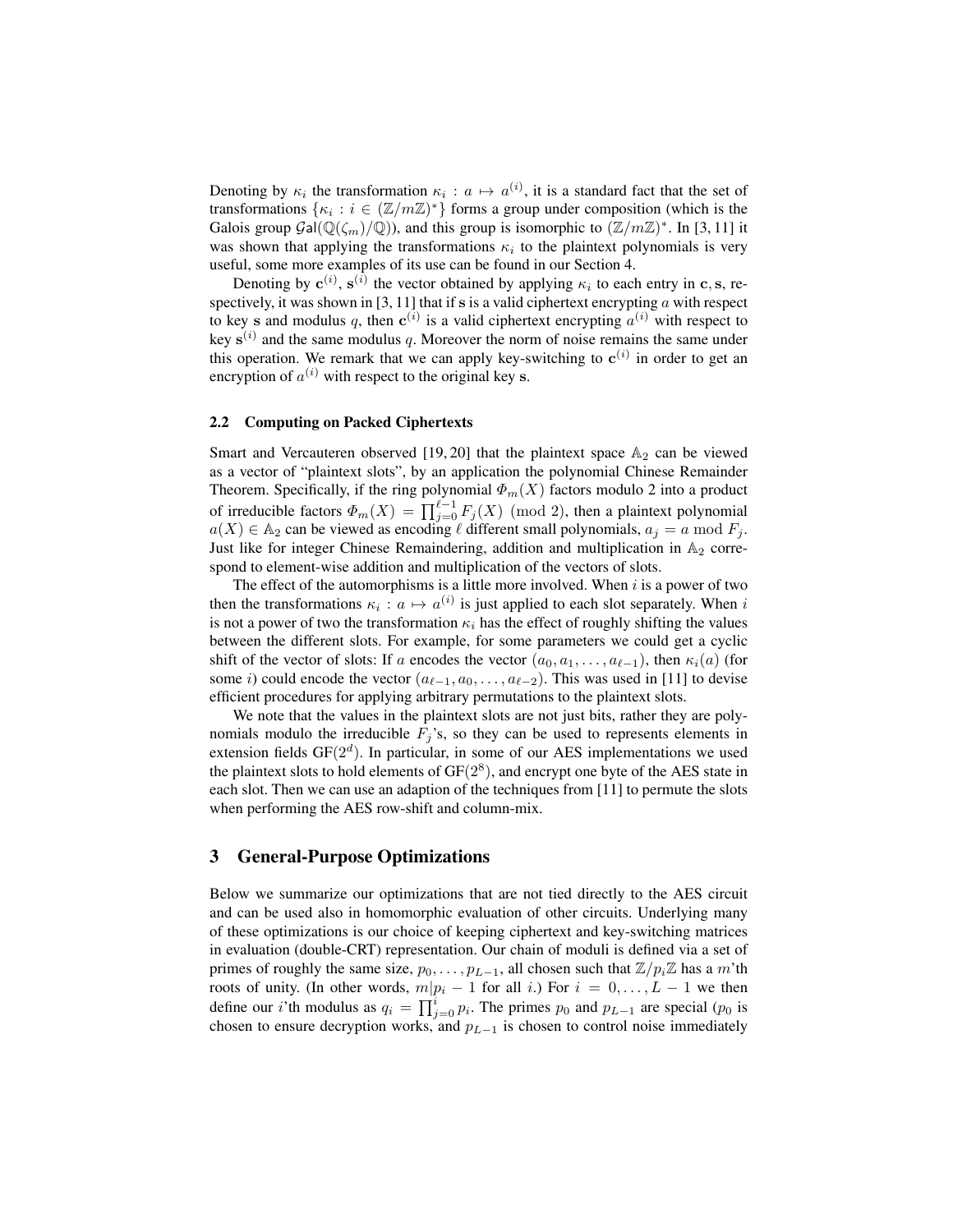Denoting by $\kappa_i$ the transformation $\kappa_i : a \mapsto a^{(i)}$, it is a standard fact that the set of transformations $\{\kappa_i : i \in (\mathbb{Z}/m\mathbb{Z})^*\}$ forms a group under composition (which is the Galois group $\mathcal{G}al(\mathbb{Q}(\zeta_m)/\mathbb{Q})$), and this group is isomorphic to $(\mathbb{Z}/m\mathbb{Z})^*$. In [3, 11] it was shown that applying the transformations $\kappa_i$ to the plaintext polynomials is very useful, some more examples of its use can be found in our Section 4.

Denoting by $\mathbf{c}^{(i)}$, $\mathbf{s}^{(i)}$ the vector obtained by applying $\kappa_i$ to each entry in $\mathbf{c}, \mathbf{s}$, respectively, it was shown in [3, 11] that if $\mathbf{s}$ is a valid ciphertext encrypting $a$ with respect to key $\mathbf{s}$ and modulus $q$, then $\mathbf{c}^{(i)}$ is a valid ciphertext encrypting $a^{(i)}$ with respect to key $\mathbf{s}^{(i)}$ and the same modulus $q$. Moreover the norm of noise remains the same under this operation. We remark that we can apply key-switching to $\mathbf{c}^{(i)}$ in order to get an encryption of $a^{(i)}$ with respect to the original key $\mathbf{s}$.

### 2.2 Computing on Packed Ciphertexts

Smart and Vercauteren observed [19, 20] that the plaintext space $\mathbb{A}_2$ can be viewed as a vector of "plaintext slots", by an application the polynomial Chinese Remainder Theorem. Specifically, if the ring polynomial $\Phi_m(X)$ factors modulo 2 into a product of irreducible factors $\Phi_m(X) = \prod_{j=0}^{\ell-1} F_j(X) \pmod 2$, then a plaintext polynomial $a(X) \in \mathbb{A}_2$ can be viewed as encoding $\ell$ different small polynomials, $a_j = a \bmod F_j$. Just like for integer Chinese Remaindering, addition and multiplication in $\mathbb{A}_2$ correspond to element-wise addition and multiplication of the vectors of slots.

The effect of the automorphisms is a little more involved. When $i$ is a power of two then the transformations $\kappa_i : a \mapsto a^{(i)}$ is just applied to each slot separately. When $i$ is not a power of two the transformation $\kappa_i$ has the effect of roughly shifting the values between the different slots. For example, for some parameters we could get a cyclic shift of the vector of slots: If $a$ encodes the vector $(a_0, a_1, \ldots, a_{\ell-1})$, then $\kappa_i(a)$ (for some $i$) could encode the vector $(a_{\ell-1}, a_0, \ldots, a_{\ell-2})$. This was used in [11] to devise efficient procedures for applying arbitrary permutations to the plaintext slots.

We note that the values in the plaintext slots are not just bits, rather they are polynomials modulo the irreducible $F_j$'s, so they can be used to represents elements in extension fields GF($2^d$). In particular, in some of our AES implementations we used the plaintext slots to hold elements of GF($2^8$), and encrypt one byte of the AES state in each slot. Then we can use an adaption of the techniques from [11] to permute the slots when performing the AES row-shift and column-mix.

## 3 General-Purpose Optimizations

Below we summarize our optimizations that are not tied directly to the AES circuit and can be used also in homomorphic evaluation of other circuits. Underlying many of these optimizations is our choice of keeping ciphertext and key-switching matrices in evaluation (double-CRT) representation. Our chain of moduli is defined via a set of primes of roughly the same size, $p_0, \ldots, p_{L-1}$, all chosen such that $\mathbb{Z}/p_i\mathbb{Z}$ has a $m$'th roots of unity. (In other words, $m|p_i - 1$ for all $i$.) For $i = 0, \ldots, L-1$ we then define our $i$'th modulus as $q_i = \prod_{j=0}^{i} p_i$. The primes $p_0$ and $p_{L-1}$ are special ($p_0$ is chosen to ensure decryption works, and $p_{L-1}$ is chosen to control noise immediately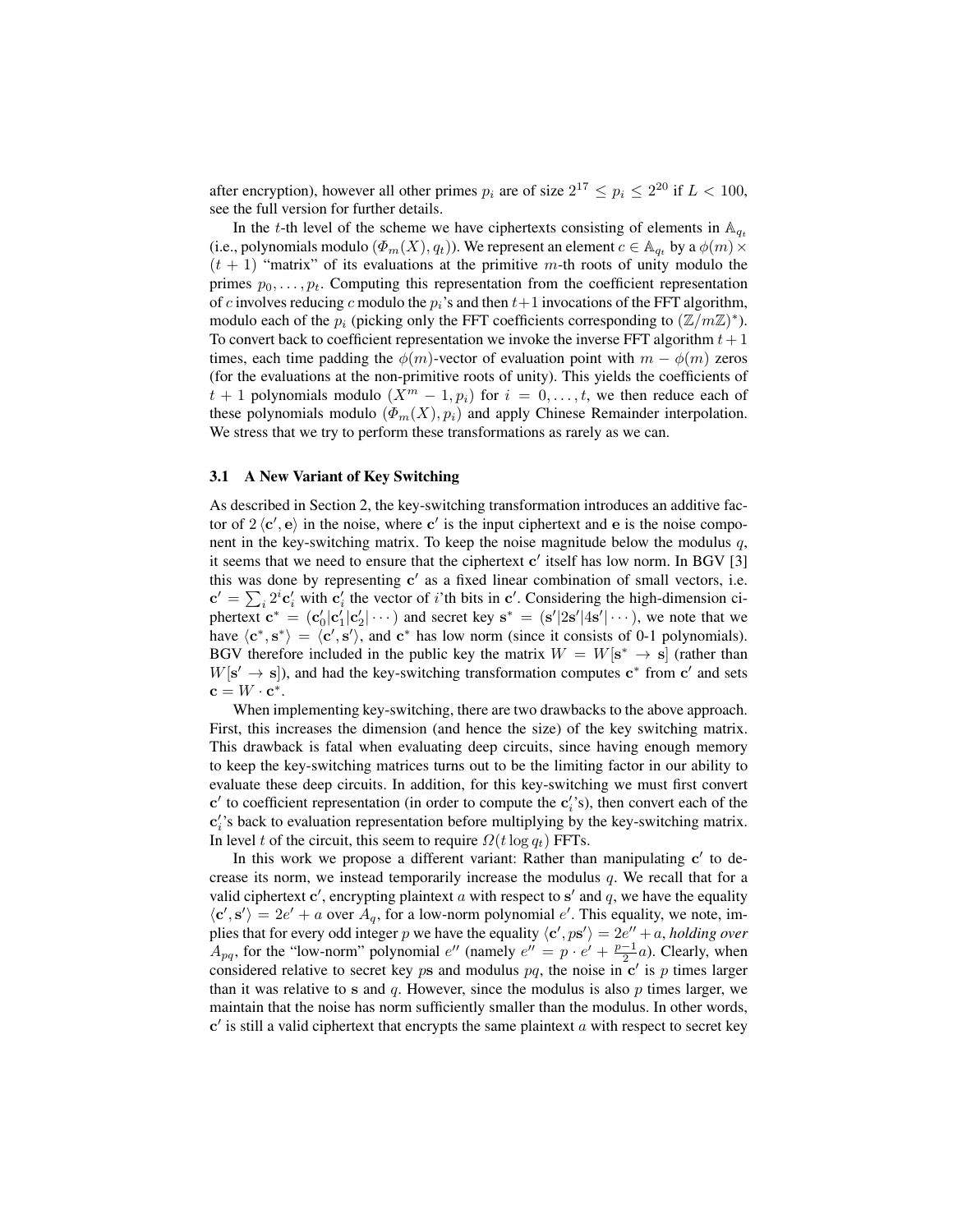after encryption), however all other primes $p_i$ are of size $2^{17} \le p_i \le 2^{20}$ if $L < 100$, see the full version for further details.

In the $t$-th level of the scheme we have ciphertexts consisting of elements in $\mathbb{A}_{q_t}$ (i.e., polynomials modulo $(\Phi_m(X), q_t)$). We represent an element $c \in \mathbb{A}_{q_t}$ by a $\phi(m) \times (t+1)$ "matrix" of its evaluations at the primitive $m$-th roots of unity modulo the primes $p_0, \ldots, p_t$. Computing this representation from the coefficient representation of $c$ involves reducing $c$ modulo the $p_i$'s and then $t+1$ invocations of the FFT algorithm, modulo each of the $p_i$ (picking only the FFT coefficients corresponding to $(\mathbb{Z}/m\mathbb{Z})^*$). To convert back to coefficient representation we invoke the inverse FFT algorithm $t+1$ times, each time padding the $\phi(m)$-vector of evaluation point with $m - \phi(m)$ zeros (for the evaluations at the non-primitive roots of unity). This yields the coefficients of $t+1$ polynomials modulo $(X^m - 1, p_i)$ for $i = 0, \ldots, t$, we then reduce each of these polynomials modulo $(\Phi_m(X), p_i)$ and apply Chinese Remainder interpolation. We stress that we try to perform these transformations as rarely as we can.

### 3.1 A New Variant of Key Switching

As described in Section 2, the key-switching transformation introduces an additive factor of $2\langle \mathbf{c}', \mathbf{e} \rangle$ in the noise, where $\mathbf{c}'$ is the input ciphertext and $\mathbf{e}$ is the noise component in the key-switching matrix. To keep the noise magnitude below the modulus $q$, it seems that we need to ensure that the ciphertext $\mathbf{c}'$ itself has low norm. In BGV [3] this was done by representing $\mathbf{c}'$ as a fixed linear combination of small vectors, i.e. $\mathbf{c}' = \sum_i 2^i \mathbf{c}'_i$ with $\mathbf{c}'_i$ the vector of $i$'th bits in $\mathbf{c}'$. Considering the high-dimension ciphertext $\mathbf{c}^* = (\mathbf{c}'_0|\mathbf{c}'_1|\mathbf{c}'_2|\cdots)$ and secret key $\mathbf{s}^* = (\mathbf{s}'|2\mathbf{s}'|4\mathbf{s}'|\cdots)$, we note that we have $\langle \mathbf{c}^*, \mathbf{s}^* \rangle = \langle \mathbf{c}', \mathbf{s}' \rangle$, and $\mathbf{c}^*$ has low norm (since it consists of 0-1 polynomials). BGV therefore included in the public key the matrix $W = W[\mathbf{s}^* \to \mathbf{s}]$ (rather than $W[\mathbf{s}' \to \mathbf{s}]$), and had the key-switching transformation computes $\mathbf{c}^*$ from $\mathbf{c}'$ and sets $\mathbf{c} = W \cdot \mathbf{c}^*$.

When implementing key-switching, there are two drawbacks to the above approach. First, this increases the dimension (and hence the size) of the key switching matrix. This drawback is fatal when evaluating deep circuits, since having enough memory to keep the key-switching matrices turns out to be the limiting factor in our ability to evaluate these deep circuits. In addition, for this key-switching we must first convert $\mathbf{c}'$ to coefficient representation (in order to compute the $\mathbf{c}'_i$'s), then convert each of the $\mathbf{c}'_i$'s back to evaluation representation before multiplying by the key-switching matrix. In level $t$ of the circuit, this seem to require $\Omega(t \log q_t)$ FFTs.

In this work we propose a different variant: Rather than manipulating $\mathbf{c}'$ to decrease its norm, we instead temporarily increase the modulus $q$. We recall that for a valid ciphertext $\mathbf{c}'$, encrypting plaintext $a$ with respect to $\mathbf{s}'$ and $q$, we have the equality $\langle \mathbf{c}', \mathbf{s}' \rangle = 2e' + a$ over $A_q$, for a low-norm polynomial $e'$. This equality, we note, implies that for every odd integer $p$ we have the equality $\langle \mathbf{c}', p\mathbf{s}' \rangle = 2e'' + a$, *holding over* $A_{pq}$, for the "low-norm" polynomial $e''$ (namely $e'' = p \cdot e' + \frac{p-1}{2} a$). Clearly, when considered relative to secret key $p\mathbf{s}$ and modulus $pq$, the noise in $\mathbf{c}'$ is $p$ times larger than it was relative to $\mathbf{s}$ and $q$. However, since the modulus is also $p$ times larger, we maintain that the noise has norm sufficiently smaller than the modulus. In other words, $\mathbf{c}'$ is still a valid ciphertext that encrypts the same plaintext $a$ with respect to secret key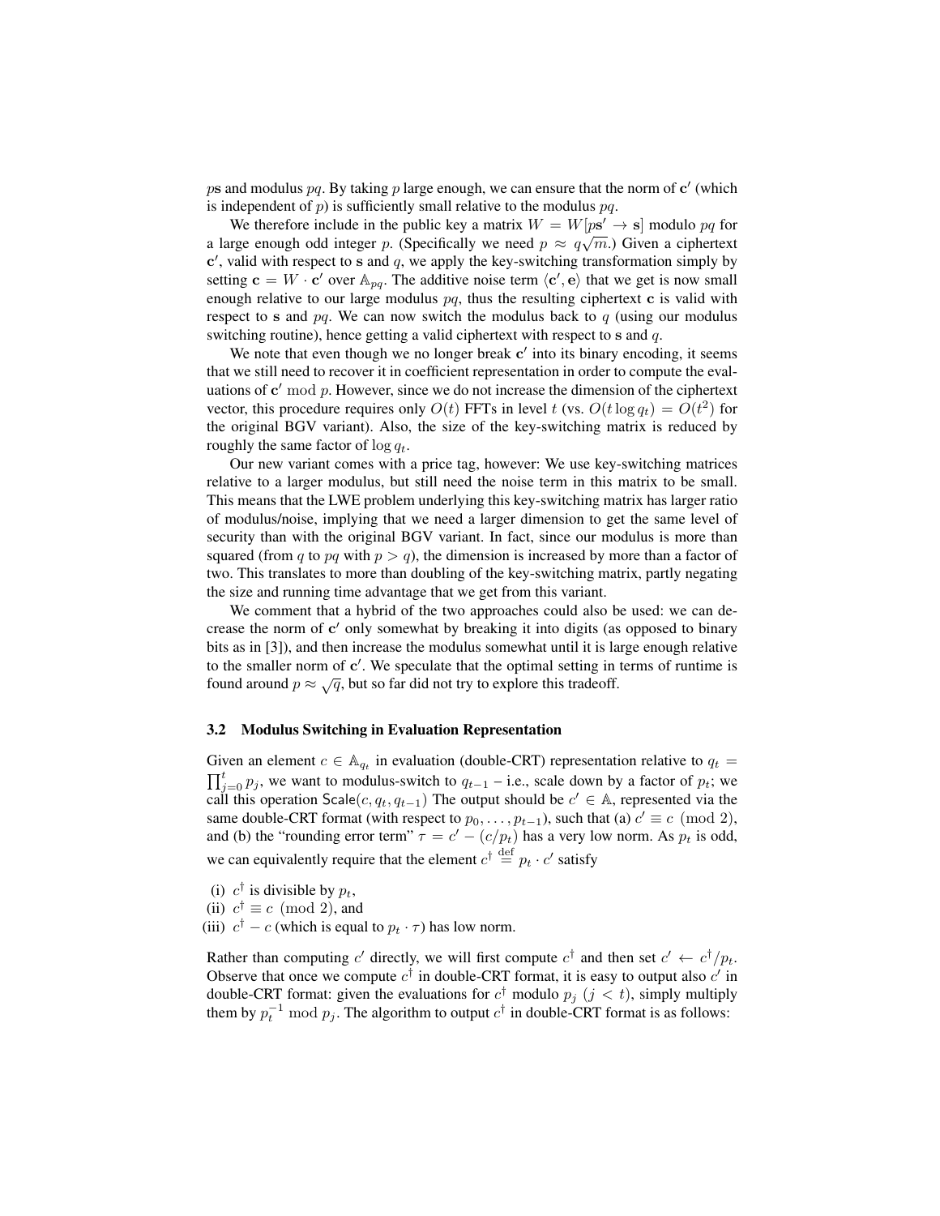$p\mathbf{s}$ and modulus $pq$. By taking $p$ large enough, we can ensure that the norm of $\mathbf{c}'$ (which is independent of $p$) is sufficiently small relative to the modulus $pq$.

We therefore include in the public key a matrix $W = W[p\mathbf{s}' \to \mathbf{s}]$ modulo $pq$ for a large enough odd integer $p$. (Specifically we need $p \approx q\sqrt{m}$.) Given a ciphertext $\mathbf{c}'$, valid with respect to $\mathbf{s}$ and $q$, we apply the key-switching transformation simply by setting $\mathbf{c} = W \cdot \mathbf{c}'$ over $\mathbb{A}_{pq}$. The additive noise term $\langle \mathbf{c}', \mathbf{e} \rangle$ that we get is now small enough relative to our large modulus $pq$, thus the resulting ciphertext $\mathbf{c}$ is valid with respect to $\mathbf{s}$ and $pq$. We can now switch the modulus back to $q$ (using our modulus switching routine), hence getting a valid ciphertext with respect to $\mathbf{s}$ and $q$.

We note that even though we no longer break $\mathbf{c}'$ into its binary encoding, it seems that we still need to recover it in coefficient representation in order to compute the evaluations of $\mathbf{c}' \bmod p$. However, since we do not increase the dimension of the ciphertext vector, this procedure requires only $O(t)$ FFTs in level $t$ (vs. $O(t \log q_t) = O(t^2)$ for the original BGV variant). Also, the size of the key-switching matrix is reduced by roughly the same factor of $\log q_t$.

Our new variant comes with a price tag, however: We use key-switching matrices relative to a larger modulus, but still need the noise term in this matrix to be small. This means that the LWE problem underlying this key-switching matrix has larger ratio of modulus/noise, implying that we need a larger dimension to get the same level of security than with the original BGV variant. In fact, since our modulus is more than squared (from $q$ to $pq$ with $p > q$), the dimension is increased by more than a factor of two. This translates to more than doubling of the key-switching matrix, partly negating the size and running time advantage that we get from this variant.

We comment that a hybrid of the two approaches could also be used: we can decrease the norm of $\mathbf{c}'$ only somewhat by breaking it into digits (as opposed to binary bits as in [3]), and then increase the modulus somewhat until it is large enough relative to the smaller norm of $\mathbf{c}'$. We speculate that the optimal setting in terms of runtime is found around $p \approx \sqrt{q}$, but so far did not try to explore this tradeoff.

### 3.2 Modulus Switching in Evaluation Representation

Given an element $c \in \mathbb{A}_{q_t}$ in evaluation (double-CRT) representation relative to $q_t = \prod_{j=0}^{t} p_j$, we want to modulus-switch to $q_{t-1}$ – i.e., scale down by a factor of $p_t$; we call this operation $\mathsf{Scale}(c, q_t, q_{t-1})$ The output should be $c' \in \mathbb{A}$, represented via the same double-CRT format (with respect to $p_0, \ldots, p_{t-1}$), such that (a) $c' \equiv c \pmod 2$, and (b) the "rounding error term" $\tau = c' - (c/p_t)$ has a very low norm. As $p_t$ is odd, we can equivalently require that the element $c^\dagger \stackrel{\text{def}}{=} p_t \cdot c'$ satisfy

(i) $c^\dagger$ is divisible by $p_t$,
(ii) $c^\dagger \equiv c \pmod 2$, and
(iii) $c^\dagger - c$ (which is equal to $p_t \cdot \tau$) has low norm.

Rather than computing $c'$ directly, we will first compute $c^\dagger$ and then set $c' \leftarrow c^\dagger / p_t$. Observe that once we compute $c^\dagger$ in double-CRT format, it is easy to output also $c'$ in double-CRT format: given the evaluations for $c^\dagger$ modulo $p_j$ $(j < t)$, simply multiply them by $p_t^{-1} \bmod p_j$. The algorithm to output $c^\dagger$ in double-CRT format is as follows: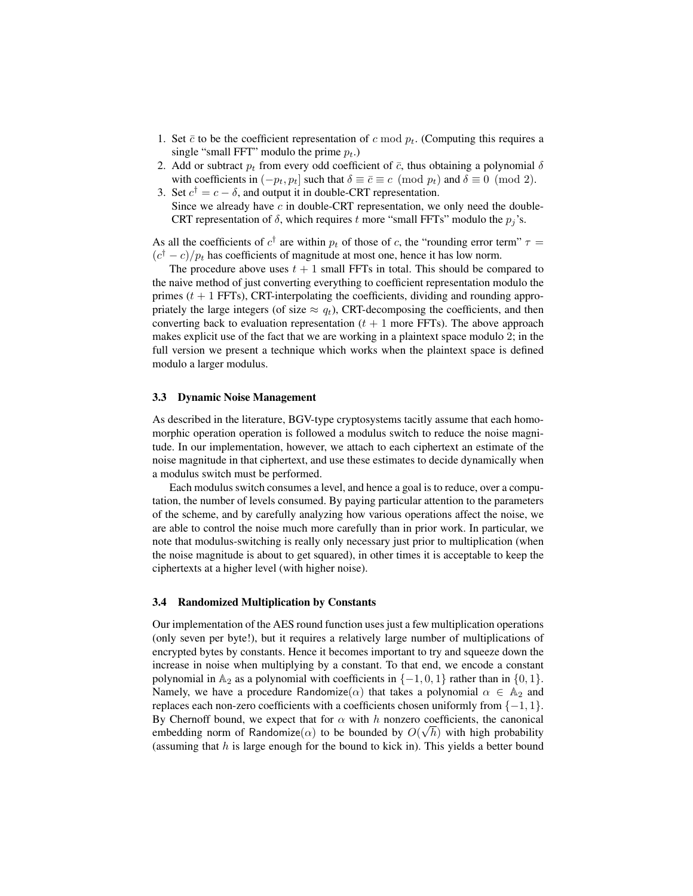1. Set $\bar{c}$ to be the coefficient representation of $c \bmod p_t$. (Computing this requires a single "small FFT" modulo the prime $p_t$.)
2. Add or subtract $p_t$ from every odd coefficient of $\bar{c}$, thus obtaining a polynomial $\delta$ with coefficients in $(-p_t, p_t]$ such that $\delta \equiv \bar{c} \equiv c \pmod{p_t}$ and $\delta \equiv 0 \pmod{2}$.
3. Set $c^\dagger = c - \delta$, and output it in double-CRT representation.
   Since we already have $c$ in double-CRT representation, we only need the double-CRT representation of $\delta$, which requires $t$ more "small FFTs" modulo the $p_j$'s.

As all the coefficients of $c^\dagger$ are within $p_t$ of those of $c$, the "rounding error term" $\tau = (c^\dagger - c)/p_t$ has coefficients of magnitude at most one, hence it has low norm.

The procedure above uses $t+1$ small FFTs in total. This should be compared to the naive method of just converting everything to coefficient representation modulo the primes ($t+1$ FFTs), CRT-interpolating the coefficients, dividing and rounding appropriately the large integers (of size $\approx q_t$), CRT-decomposing the coefficients, and then converting back to evaluation representation ($t+1$ more FFTs). The above approach makes explicit use of the fact that we are working in a plaintext space modulo 2; in the full version we present a technique which works when the plaintext space is defined modulo a larger modulus.

### 3.3 Dynamic Noise Management

As described in the literature, BGV-type cryptosystems tacitly assume that each homomorphic operation operation is followed a modulus switch to reduce the noise magnitude. In our implementation, however, we attach to each ciphertext an estimate of the noise magnitude in that ciphertext, and use these estimates to decide dynamically when a modulus switch must be performed.

Each modulus switch consumes a level, and hence a goal is to reduce, over a computation, the number of levels consumed. By paying particular attention to the parameters of the scheme, and by carefully analyzing how various operations affect the noise, we are able to control the noise much more carefully than in prior work. In particular, we note that modulus-switching is really only necessary just prior to multiplication (when the noise magnitude is about to get squared), in other times it is acceptable to keep the ciphertexts at a higher level (with higher noise).

### 3.4 Randomized Multiplication by Constants

Our implementation of the AES round function uses just a few multiplication operations (only seven per byte!), but it requires a relatively large number of multiplications of encrypted bytes by constants. Hence it becomes important to try and squeeze down the increase in noise when multiplying by a constant. To that end, we encode a constant polynomial in $\mathbb{A}_2$ as a polynomial with coefficients in $\{-1, 0, 1\}$ rather than in $\{0, 1\}$. Namely, we have a procedure $\mathsf{Randomize}(\alpha)$ that takes a polynomial $\alpha \in \mathbb{A}_2$ and replaces each non-zero coefficients with a coefficients chosen uniformly from $\{-1, 1\}$. By Chernoff bound, we expect that for $\alpha$ with $h$ nonzero coefficients, the canonical embedding norm of $\mathsf{Randomize}(\alpha)$ to be bounded by $O(\sqrt{h})$ with high probability (assuming that $h$ is large enough for the bound to kick in). This yields a better bound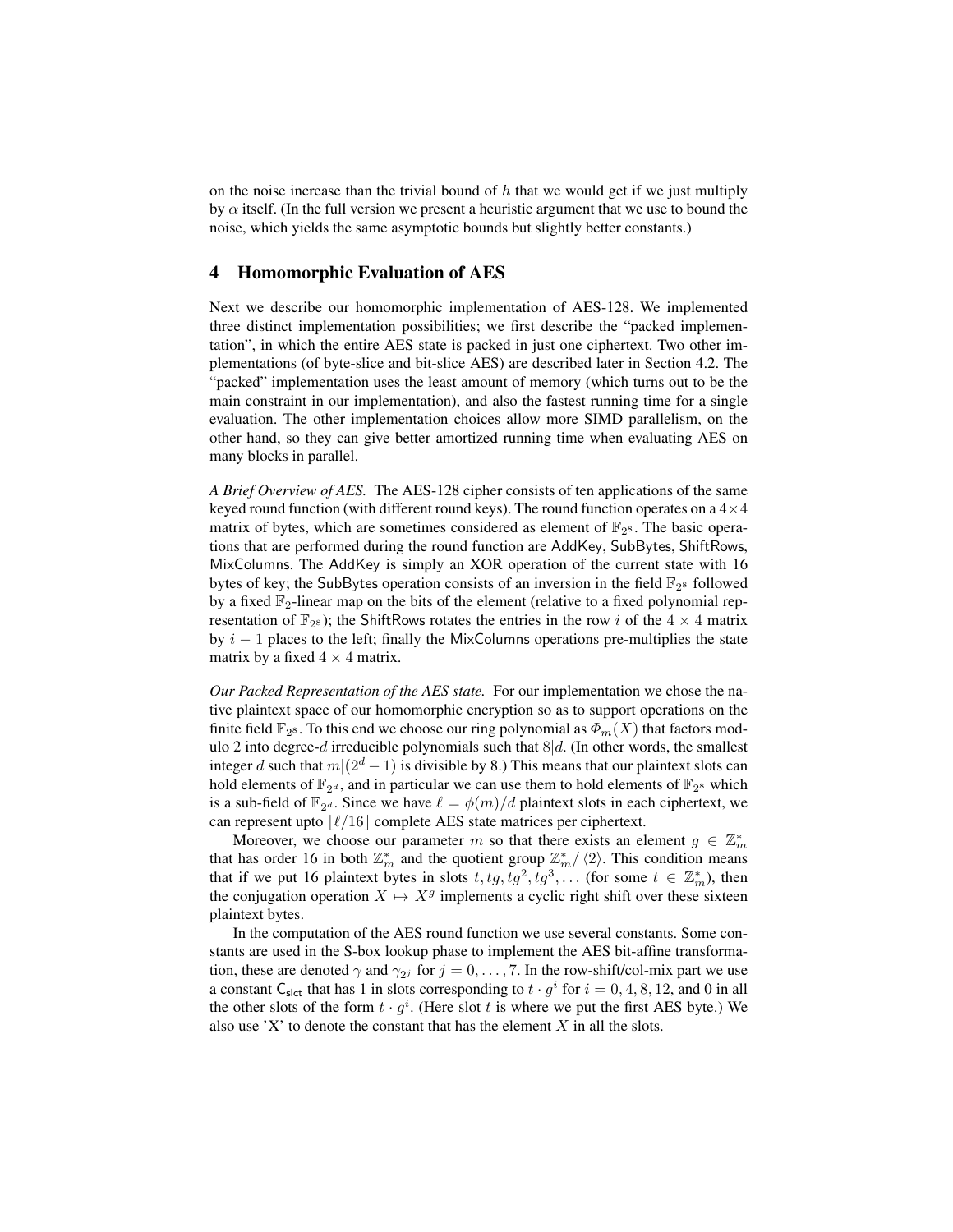on the noise increase than the trivial bound of $h$ that we would get if we just multiply by $\alpha$ itself. (In the full version we present a heuristic argument that we use to bound the noise, which yields the same asymptotic bounds but slightly better constants.)

# 4 Homomorphic Evaluation of AES

Next we describe our homomorphic implementation of AES-128. We implemented three distinct implementation possibilities; we first describe the "packed implementation", in which the entire AES state is packed in just one ciphertext. Two other implementations (of byte-slice and bit-slice AES) are described later in Section 4.2. The "packed" implementation uses the least amount of memory (which turns out to be the main constraint in our implementation), and also the fastest running time for a single evaluation. The other implementation choices allow more SIMD parallelism, on the other hand, so they can give better amortized running time when evaluating AES on many blocks in parallel.

*A Brief Overview of AES.* The AES-128 cipher consists of ten applications of the same keyed round function (with different round keys). The round function operates on a $4\times 4$ matrix of bytes, which are sometimes considered as element of $\mathbb{F}_{2^8}$. The basic operations that are performed during the round function are AddKey, SubBytes, ShiftRows, MixColumns. The AddKey is simply an XOR operation of the current state with 16 bytes of key; the SubBytes operation consists of an inversion in the field $\mathbb{F}_{2^8}$ followed by a fixed $\mathbb{F}_2$-linear map on the bits of the element (relative to a fixed polynomial representation of $\mathbb{F}_{2^8}$); the ShiftRows rotates the entries in the row $i$ of the $4\times 4$ matrix by $i-1$ places to the left; finally the MixColumns operations pre-multiplies the state matrix by a fixed $4\times 4$ matrix.

*Our Packed Representation of the AES state.* For our implementation we chose the native plaintext space of our homomorphic encryption so as to support operations on the finite field $\mathbb{F}_{2^8}$. To this end we choose our ring polynomial as $\Phi_m(X)$ that factors modulo 2 into degree-$d$ irreducible polynomials such that $8|d$. (In other words, the smallest integer $d$ such that $m|(2^d-1)$ is divisible by 8.) This means that our plaintext slots can hold elements of $\mathbb{F}_{2^d}$, and in particular we can use them to hold elements of $\mathbb{F}_{2^8}$ which is a sub-field of $\mathbb{F}_{2^d}$. Since we have $\ell=\phi(m)/d$ plaintext slots in each ciphertext, we can represent upto $\lfloor \ell/16 \rfloor$ complete AES state matrices per ciphertext.

Moreover, we choose our parameter $m$ so that there exists an element $g\in\mathbb{Z}_m^*$ that has order 16 in both $\mathbb{Z}_m^*$ and the quotient group $\mathbb{Z}_m^*/\langle 2\rangle$. This condition means that if we put 16 plaintext bytes in slots $t, tg, tg^2, tg^3, \ldots$ (for some $t\in\mathbb{Z}_m^*$), then the conjugation operation $X\mapsto X^g$ implements a cyclic right shift over these sixteen plaintext bytes.

In the computation of the AES round function we use several constants. Some constants are used in the S-box lookup phase to implement the AES bit-affine transformation, these are denoted $\gamma$ and $\gamma_{2^j}$ for $j=0,\ldots,7$. In the row-shift/col-mix part we use a constant $\mathsf{C}_{\mathsf{slct}}$ that has 1 in slots corresponding to $t\cdot g^i$ for $i=0,4,8,12$, and 0 in all the other slots of the form $t\cdot g^i$. (Here slot $t$ is where we put the first AES byte.) We also use 'X' to denote the constant that has the element $X$ in all the slots.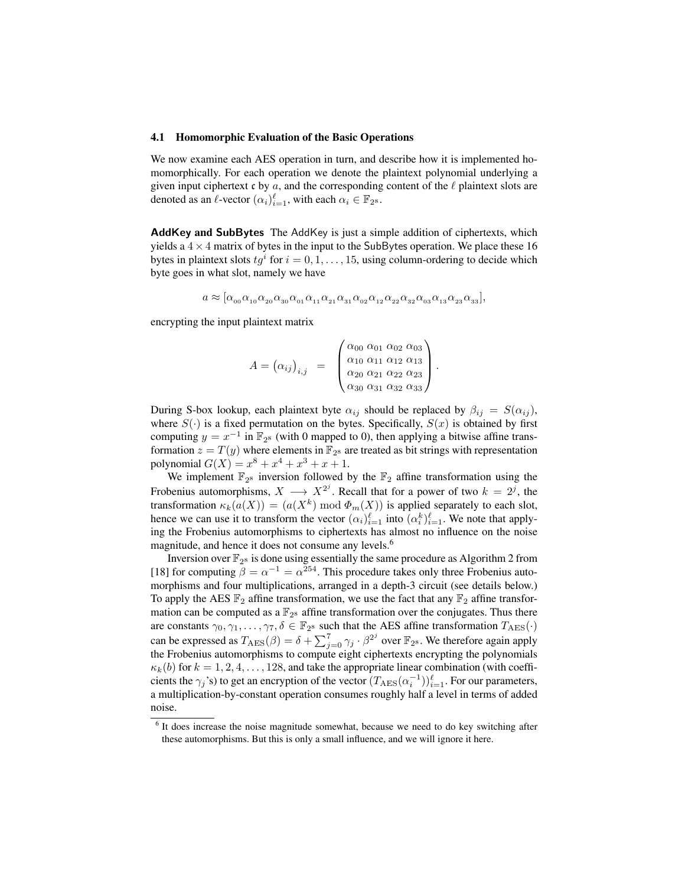### 4.1 Homomorphic Evaluation of the Basic Operations

We now examine each AES operation in turn, and describe how it is implemented homomorphically. For each operation we denote the plaintext polynomial underlying a given input ciphertext $\mathfrak{c}$ by $a$, and the corresponding content of the $\ell$ plaintext slots are denoted as an $\ell$-vector $(\alpha_i)_{i=1}^{\ell}$, with each $\alpha_i \in \mathbb{F}_{2^8}$.

**AddKey and SubBytes** The AddKey is just a simple addition of ciphertexts, which yields a $4 \times 4$ matrix of bytes in the input to the SubBytes operation. We place these 16 bytes in plaintext slots $tg^i$ for $i = 0, 1, \ldots, 15$, using column-ordering to decide which byte goes in what slot, namely we have

$$a \approx [\alpha_{00}\alpha_{10}\alpha_{20}\alpha_{30}\alpha_{01}\alpha_{11}\alpha_{21}\alpha_{31}\alpha_{02}\alpha_{12}\alpha_{22}\alpha_{32}\alpha_{03}\alpha_{13}\alpha_{23}\alpha_{33}],$$

encrypting the input plaintext matrix

$$A = \left(\alpha_{ij}\right)_{i,j} = \begin{pmatrix} \alpha_{00} & \alpha_{01} & \alpha_{02} & \alpha_{03} \\ \alpha_{10} & \alpha_{11} & \alpha_{12} & \alpha_{13} \\ \alpha_{20} & \alpha_{21} & \alpha_{22} & \alpha_{23} \\ \alpha_{30} & \alpha_{31} & \alpha_{32} & \alpha_{33} \end{pmatrix}.$$

During S-box lookup, each plaintext byte $\alpha_{ij}$ should be replaced by $\beta_{ij} = S(\alpha_{ij})$, where $S(\cdot)$ is a fixed permutation on the bytes. Specifically, $S(x)$ is obtained by first computing $y = x^{-1}$ in $\mathbb{F}_{2^8}$ (with 0 mapped to 0), then applying a bitwise affine transformation $z = T(y)$ where elements in $\mathbb{F}_{2^8}$ are treated as bit strings with representation polynomial $G(X) = x^8 + x^4 + x^3 + x + 1$.

We implement $\mathbb{F}_{2^8}$ inversion followed by the $\mathbb{F}_2$ affine transformation using the Frobenius automorphisms, $X \longrightarrow X^{2^j}$. Recall that for a power of two $k = 2^j$, the transformation $\kappa_k(a(X)) = (a(X^k) \bmod \Phi_m(X))$ is applied separately to each slot, hence we can use it to transform the vector $(\alpha_i)_{i=1}^{\ell}$ into $(\alpha_i^k)_{i=1}^{\ell}$. We note that applying the Frobenius automorphisms to ciphertexts has almost no influence on the noise magnitude, and hence it does not consume any levels.[6]

Inversion over $\mathbb{F}_{2^8}$ is done using essentially the same procedure as Algorithm 2 from [18] for computing $\beta = \alpha^{-1} = \alpha^{254}$. This procedure takes only three Frobenius automorphisms and four multiplications, arranged in a depth-3 circuit (see details below.) To apply the AES $\mathbb{F}_2$ affine transformation, we use the fact that any $\mathbb{F}_2$ affine transformation can be computed as a $\mathbb{F}_{2^8}$ affine transformation over the conjugates. Thus there are constants $\gamma_0, \gamma_1, \ldots, \gamma_7, \delta \in \mathbb{F}_{2^8}$ such that the AES affine transformation $T_{\mathrm{AES}}(\cdot)$ can be expressed as $T_{\mathrm{AES}}(\beta) = \delta + \sum_{j=0}^{7} \gamma_j \cdot \beta^{2^j}$ over $\mathbb{F}_{2^8}$. We therefore again apply the Frobenius automorphisms to compute eight ciphertexts encrypting the polynomials $\kappa_k(b)$ for $k = 1, 2, 4, \ldots, 128$, and take the appropriate linear combination (with coefficients the $\gamma_j$'s) to get an encryption of the vector $(T_{\mathrm{AES}}(\alpha_i^{-1}))_{i=1}^{\ell}$. For our parameters, a multiplication-by-constant operation consumes roughly half a level in terms of added noise.

[6] It does increase the noise magnitude somewhat, because we need to do key switching after these automorphisms. But this is only a small influence, and we will ignore it here.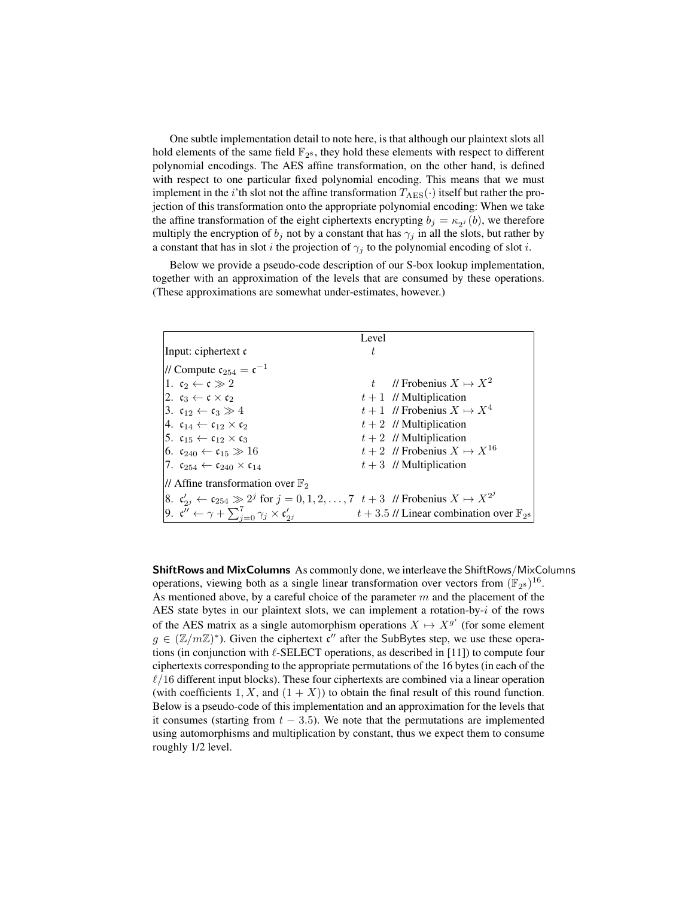One subtle implementation detail to note here, is that although our plaintext slots all hold elements of the same field $\mathbb{F}_{2^8}$, they hold these elements with respect to different polynomial encodings. The AES affine transformation, on the other hand, is defined with respect to one particular fixed polynomial encoding. This means that we must implement in the $i$'th slot not the affine transformation $T_{\text{AES}}(\cdot)$ itself but rather the projection of this transformation onto the appropriate polynomial encoding: When we take the affine transformation of the eight ciphertexts encrypting $b_j = \kappa_{2^j}(b)$, we therefore multiply the encryption of $b_j$ not by a constant that has $\gamma_j$ in all the slots, but rather by a constant that has in slot $i$ the projection of $\gamma_j$ to the polynomial encoding of slot $i$.

Below we provide a pseudo-code description of our S-box lookup implementation, together with an approximation of the levels that are consumed by these operations. (These approximations are somewhat under-estimates, however.)

| | Level | |
|---|---|---|
| Input: ciphertext $\mathfrak{c}$ | $t$ | |
| // Compute $\mathfrak{c}_{254} = \mathfrak{c}^{-1}$ | | |
| 1. $\mathfrak{c}_2 \leftarrow \mathfrak{c} \gg 2$ | $t$ | // Frobenius $X \mapsto X^2$ |
| 2. $\mathfrak{c}_3 \leftarrow \mathfrak{c} \times \mathfrak{c}_2$ | $t+1$ | // Multiplication |
| 3. $\mathfrak{c}_{12} \leftarrow \mathfrak{c}_3 \gg 4$ | $t+1$ | // Frobenius $X \mapsto X^4$ |
| 4. $\mathfrak{c}_{14} \leftarrow \mathfrak{c}_{12} \times \mathfrak{c}_2$ | $t+2$ | // Multiplication |
| 5. $\mathfrak{c}_{15} \leftarrow \mathfrak{c}_{12} \times \mathfrak{c}_3$ | $t+2$ | // Multiplication |
| 6. $\mathfrak{c}_{240} \leftarrow \mathfrak{c}_{15} \gg 16$ | $t+2$ | // Frobenius $X \mapsto X^{16}$ |
| 7. $\mathfrak{c}_{254} \leftarrow \mathfrak{c}_{240} \times \mathfrak{c}_{14}$ | $t+3$ | // Multiplication |
| // Affine transformation over $\mathbb{F}_2$ | | |
| 8. $\mathfrak{c}'_{2^j} \leftarrow \mathfrak{c}_{254} \gg 2^j$ for $j = 0, 1, 2, \ldots, 7$ | $t+3$ | // Frobenius $X \mapsto X^{2^j}$ |
| 9. $\mathfrak{c}'' \leftarrow \gamma + \sum_{j=0}^{7} \gamma_j \times \mathfrak{c}'_{2^j}$ | $t+3.5$ | // Linear combination over $\mathbb{F}_{2^8}$ |

**ShiftRows and MixColumns** As commonly done, we interleave the ShiftRows/MixColumns operations, viewing both as a single linear transformation over vectors from $(\mathbb{F}_{2^8})^{16}$. As mentioned above, by a careful choice of the parameter $m$ and the placement of the AES state bytes in our plaintext slots, we can implement a rotation-by-$i$ of the rows of the AES matrix as a single automorphism operations $X \mapsto X^{g^i}$ (for some element $g \in (\mathbb{Z}/m\mathbb{Z})^*$). Given the ciphertext $\mathfrak{c}''$ after the SubBytes step, we use these operations (in conjunction with $\ell$-SELECT operations, as described in [11]) to compute four ciphertexts corresponding to the appropriate permutations of the 16 bytes (in each of the $\ell/16$ different input blocks). These four ciphertexts are combined via a linear operation (with coefficients $1, X$, and $(1 + X)$) to obtain the final result of this round function. Below is a pseudo-code of this implementation and an approximation for the levels that it consumes (starting from $t - 3.5$). We note that the permutations are implemented using automorphisms and multiplication by constant, thus we expect them to consume roughly 1/2 level.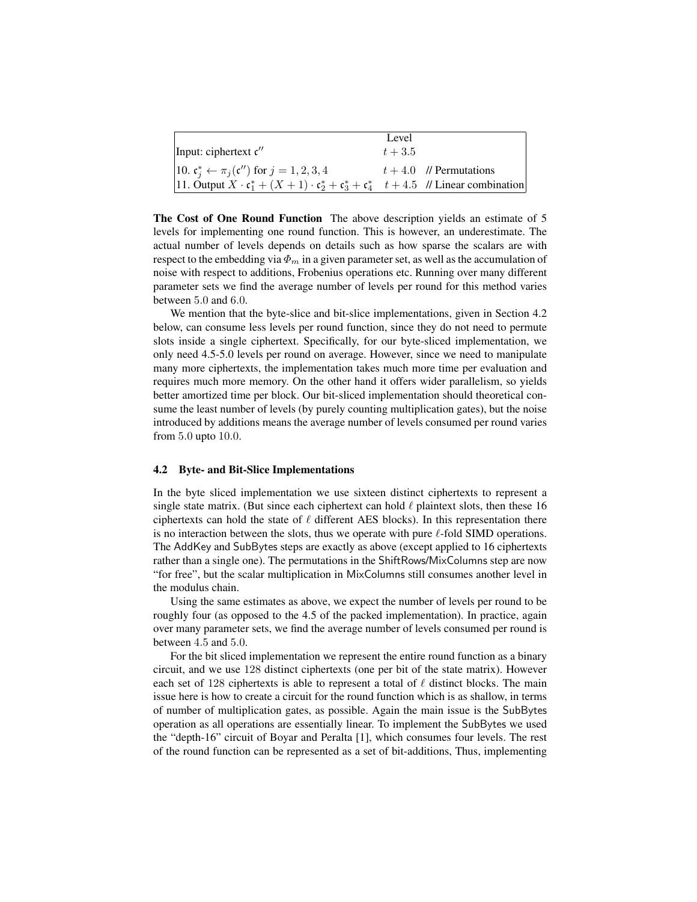| | Level | |
|---|---|---|
| Input: ciphertext $\mathfrak{c}''$ | $t + 3.5$ | |
| 10. $\mathfrak{c}_j^* \leftarrow \pi_j(\mathfrak{c}'')$ for $j = 1, 2, 3, 4$ | $t + 4.0$ | // Permutations |
| 11. Output $X \cdot \mathfrak{c}_1^* + (X+1) \cdot \mathfrak{c}_2^* + \mathfrak{c}_3^* + \mathfrak{c}_4^*$ | $t + 4.5$ | // Linear combination |

**The Cost of One Round Function** The above description yields an estimate of 5 levels for implementing one round function. This is however, an underestimate. The actual number of levels depends on details such as how sparse the scalars are with respect to the embedding via $\Phi_m$ in a given parameter set, as well as the accumulation of noise with respect to additions, Frobenius operations etc. Running over many different parameter sets we find the average number of levels per round for this method varies between $5.0$ and $6.0$.

We mention that the byte-slice and bit-slice implementations, given in Section 4.2 below, can consume less levels per round function, since they do not need to permute slots inside a single ciphertext. Specifically, for our byte-sliced implementation, we only need 4.5-5.0 levels per round on average. However, since we need to manipulate many more ciphertexts, the implementation takes much more time per evaluation and requires much more memory. On the other hand it offers wider parallelism, so yields better amortized time per block. Our bit-sliced implementation should theoretical consume the least number of levels (by purely counting multiplication gates), but the noise introduced by additions means the average number of levels consumed per round varies from $5.0$ upto $10.0$.

### 4.2 Byte- and Bit-Slice Implementations

In the byte sliced implementation we use sixteen distinct ciphertexts to represent a single state matrix. (But since each ciphertext can hold $\ell$ plaintext slots, then these 16 ciphertexts can hold the state of $\ell$ different AES blocks). In this representation there is no interaction between the slots, thus we operate with pure $\ell$-fold SIMD operations. The AddKey and SubBytes steps are exactly as above (except applied to 16 ciphertexts rather than a single one). The permutations in the ShiftRows/MixColumns step are now "for free", but the scalar multiplication in MixColumns still consumes another level in the modulus chain.

Using the same estimates as above, we expect the number of levels per round to be roughly four (as opposed to the 4.5 of the packed implementation). In practice, again over many parameter sets, we find the average number of levels consumed per round is between $4.5$ and $5.0$.

For the bit sliced implementation we represent the entire round function as a binary circuit, and we use $128$ distinct ciphertexts (one per bit of the state matrix). However each set of $128$ ciphertexts is able to represent a total of $\ell$ distinct blocks. The main issue here is how to create a circuit for the round function which is as shallow, in terms of number of multiplication gates, as possible. Again the main issue is the SubBytes operation as all operations are essentially linear. To implement the SubBytes we used the "depth-16" circuit of Boyar and Peralta [1], which consumes four levels. The rest of the round function can be represented as a set of bit-additions, Thus, implementing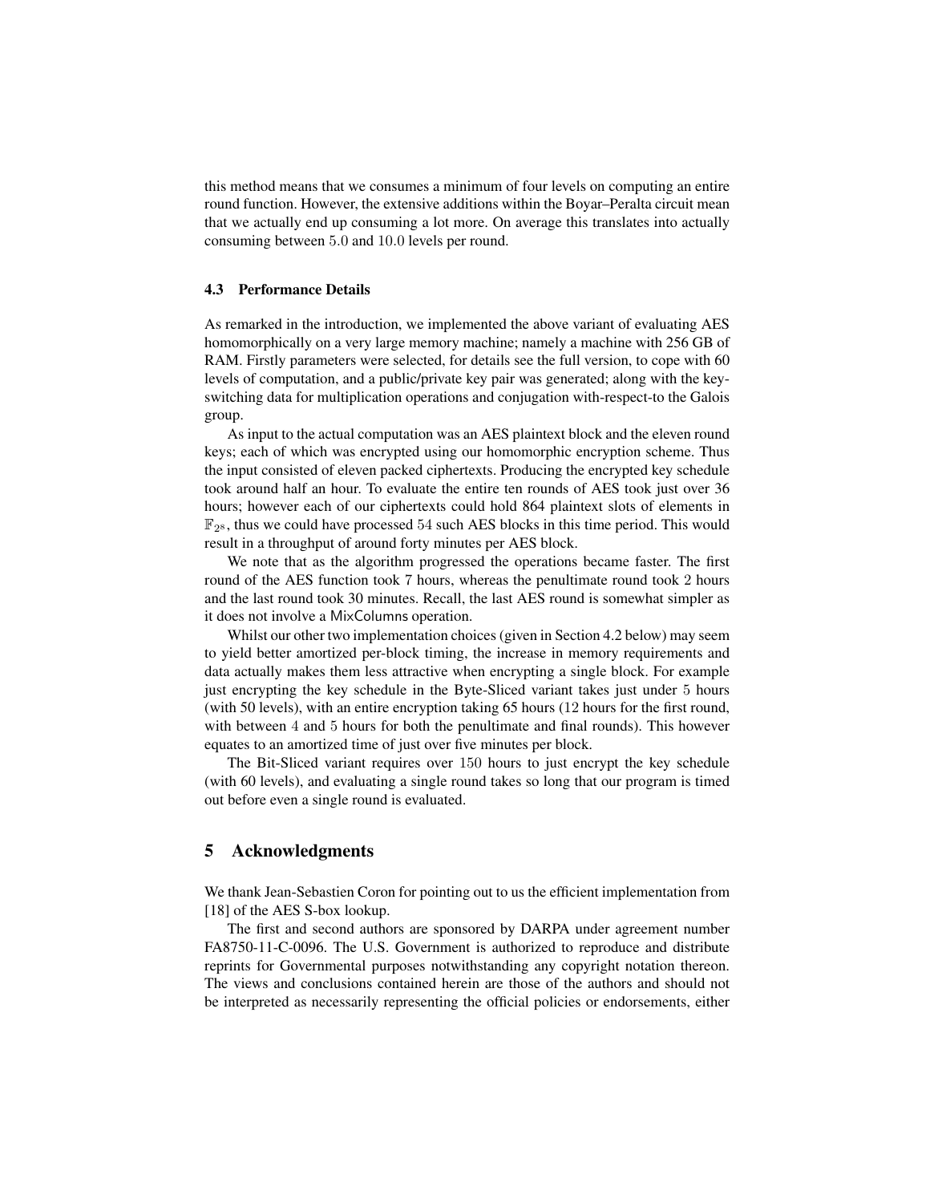this method means that we consumes a minimum of four levels on computing an entire round function. However, the extensive additions within the Boyar–Peralta circuit mean that we actually end up consuming a lot more. On average this translates into actually consuming between $5.0$ and $10.0$ levels per round.

### 4.3 Performance Details

As remarked in the introduction, we implemented the above variant of evaluating AES homomorphically on a very large memory machine; namely a machine with 256 GB of RAM. Firstly parameters were selected, for details see the full version, to cope with 60 levels of computation, and a public/private key pair was generated; along with the key-switching data for multiplication operations and conjugation with-respect-to the Galois group.

As input to the actual computation was an AES plaintext block and the eleven round keys; each of which was encrypted using our homomorphic encryption scheme. Thus the input consisted of eleven packed ciphertexts. Producing the encrypted key schedule took around half an hour. To evaluate the entire ten rounds of AES took just over 36 hours; however each of our ciphertexts could hold 864 plaintext slots of elements in $\mathbb{F}_{2^8}$, thus we could have processed $54$ such AES blocks in this time period. This would result in a throughput of around forty minutes per AES block.

We note that as the algorithm progressed the operations became faster. The first round of the AES function took 7 hours, whereas the penultimate round took $2$ hours and the last round took 30 minutes. Recall, the last AES round is somewhat simpler as it does not involve a MixColumns operation.

Whilst our other two implementation choices (given in Section 4.2 below) may seem to yield better amortized per-block timing, the increase in memory requirements and data actually makes them less attractive when encrypting a single block. For example just encrypting the key schedule in the Byte-Sliced variant takes just under $5$ hours (with 50 levels), with an entire encryption taking 65 hours ($12$ hours for the first round, with between $4$ and $5$ hours for both the penultimate and final rounds). This however equates to an amortized time of just over five minutes per block.

The Bit-Sliced variant requires over $150$ hours to just encrypt the key schedule (with 60 levels), and evaluating a single round takes so long that our program is timed out before even a single round is evaluated.

## 5 Acknowledgments

We thank Jean-Sebastien Coron for pointing out to us the efficient implementation from [18] of the AES S-box lookup.

The first and second authors are sponsored by DARPA under agreement number FA8750-11-C-0096. The U.S. Government is authorized to reproduce and distribute reprints for Governmental purposes notwithstanding any copyright notation thereon. The views and conclusions contained herein are those of the authors and should not be interpreted as necessarily representing the official policies or endorsements, either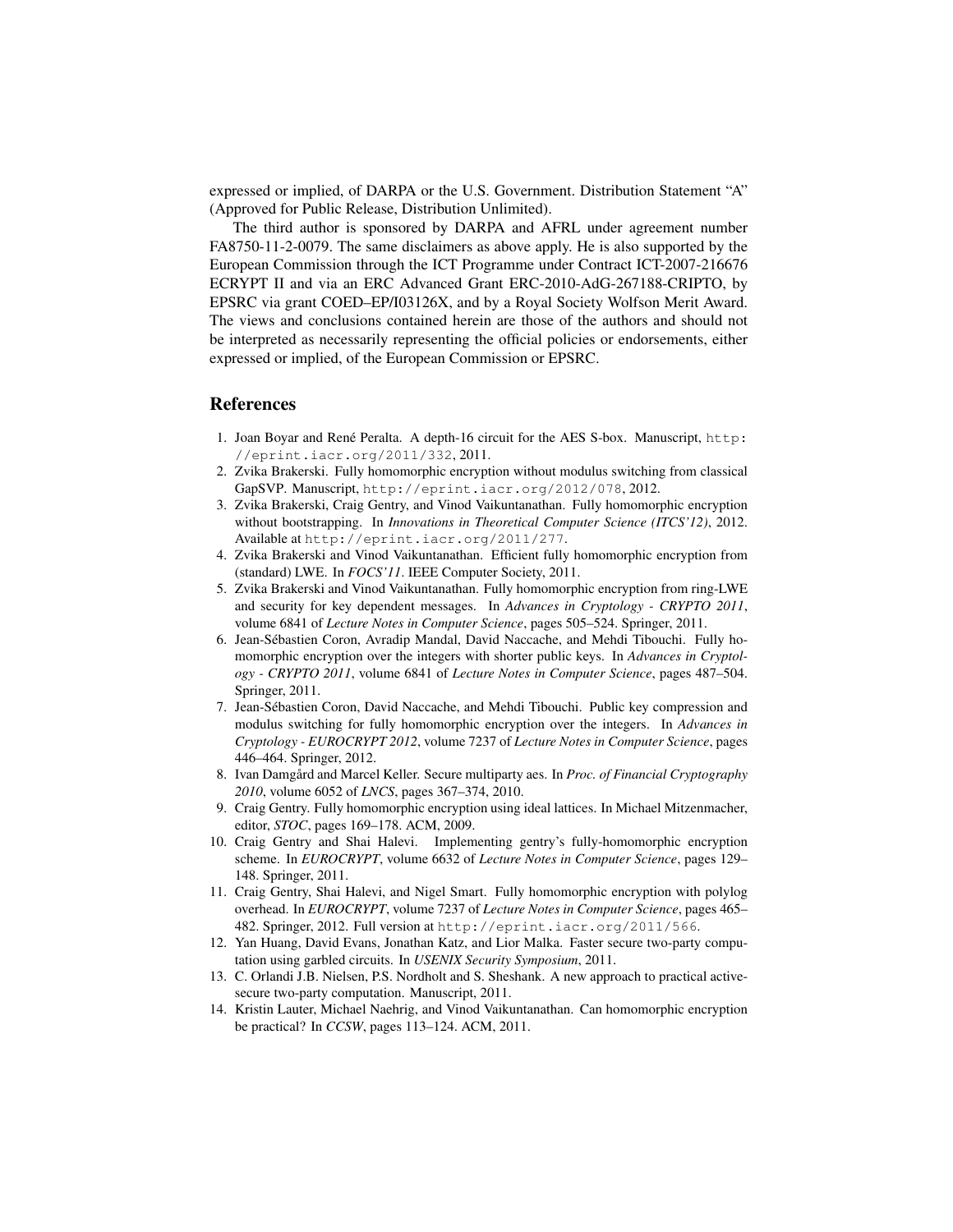expressed or implied, of DARPA or the U.S. Government. Distribution Statement "A" (Approved for Public Release, Distribution Unlimited).

The third author is sponsored by DARPA and AFRL under agreement number FA8750-11-2-0079. The same disclaimers as above apply. He is also supported by the European Commission through the ICT Programme under Contract ICT-2007-216676 ECRYPT II and via an ERC Advanced Grant ERC-2010-AdG-267188-CRIPTO, by EPSRC via grant COED–EP/I03126X, and by a Royal Society Wolfson Merit Award. The views and conclusions contained herein are those of the authors and should not be interpreted as necessarily representing the official policies or endorsements, either expressed or implied, of the European Commission or EPSRC.

## References

1. Joan Boyar and René Peralta. A depth-16 circuit for the AES S-box. Manuscript, `http://eprint.iacr.org/2011/332`, 2011.
2. Zvika Brakerski. Fully homomorphic encryption without modulus switching from classical GapSVP. Manuscript, `http://eprint.iacr.org/2012/078`, 2012.
3. Zvika Brakerski, Craig Gentry, and Vinod Vaikuntanathan. Fully homomorphic encryption without bootstrapping. In *Innovations in Theoretical Computer Science (ITCS'12)*, 2012. Available at `http://eprint.iacr.org/2011/277`.
4. Zvika Brakerski and Vinod Vaikuntanathan. Efficient fully homomorphic encryption from (standard) LWE. In *FOCS'11*. IEEE Computer Society, 2011.
5. Zvika Brakerski and Vinod Vaikuntanathan. Fully homomorphic encryption from ring-LWE and security for key dependent messages. In *Advances in Cryptology - CRYPTO 2011*, volume 6841 of *Lecture Notes in Computer Science*, pages 505–524. Springer, 2011.
6. Jean-Sébastien Coron, Avradip Mandal, David Naccache, and Mehdi Tibouchi. Fully homomorphic encryption over the integers with shorter public keys. In *Advances in Cryptology - CRYPTO 2011*, volume 6841 of *Lecture Notes in Computer Science*, pages 487–504. Springer, 2011.
7. Jean-Sébastien Coron, David Naccache, and Mehdi Tibouchi. Public key compression and modulus switching for fully homomorphic encryption over the integers. In *Advances in Cryptology - EUROCRYPT 2012*, volume 7237 of *Lecture Notes in Computer Science*, pages 446–464. Springer, 2012.
8. Ivan Damgård and Marcel Keller. Secure multiparty aes. In *Proc. of Financial Cryptography 2010*, volume 6052 of *LNCS*, pages 367–374, 2010.
9. Craig Gentry. Fully homomorphic encryption using ideal lattices. In Michael Mitzenmacher, editor, *STOC*, pages 169–178. ACM, 2009.
10. Craig Gentry and Shai Halevi. Implementing gentry's fully-homomorphic encryption scheme. In *EUROCRYPT*, volume 6632 of *Lecture Notes in Computer Science*, pages 129–148. Springer, 2011.
11. Craig Gentry, Shai Halevi, and Nigel Smart. Fully homomorphic encryption with polylog overhead. In *EUROCRYPT*, volume 7237 of *Lecture Notes in Computer Science*, pages 465–482. Springer, 2012. Full version at `http://eprint.iacr.org/2011/566`.
12. Yan Huang, David Evans, Jonathan Katz, and Lior Malka. Faster secure two-party computation using garbled circuits. In *USENIX Security Symposium*, 2011.
13. C. Orlandi J.B. Nielsen, P.S. Nordholt and S. Sheshank. A new approach to practical active-secure two-party computation. Manuscript, 2011.
14. Kristin Lauter, Michael Naehrig, and Vinod Vaikuntanathan. Can homomorphic encryption be practical? In *CCSW*, pages 113–124. ACM, 2011.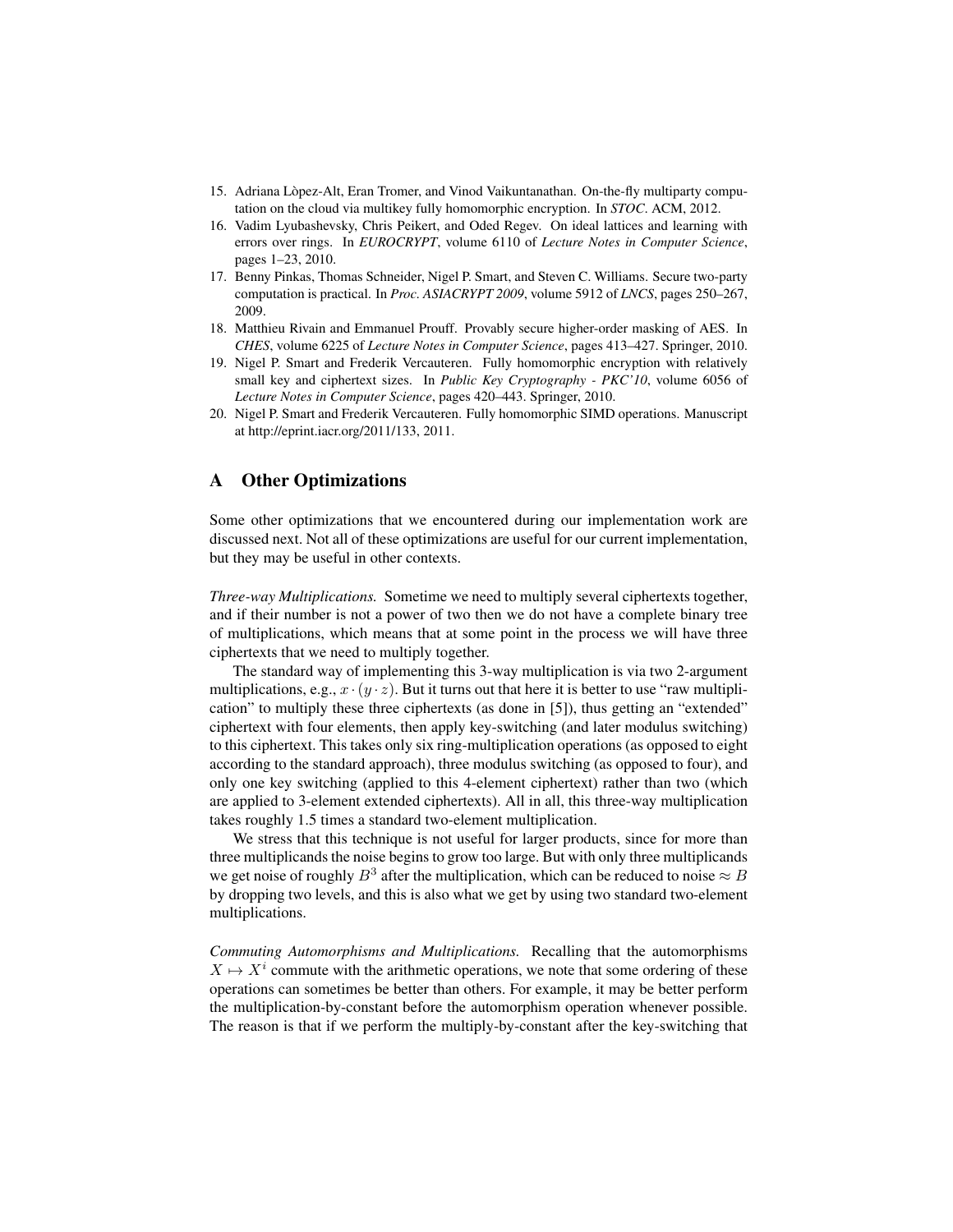15. Adriana Lòpez-Alt, Eran Tromer, and Vinod Vaikuntanathan. On-the-fly multiparty computation on the cloud via multikey fully homomorphic encryption. In *STOC*. ACM, 2012.
16. Vadim Lyubashevsky, Chris Peikert, and Oded Regev. On ideal lattices and learning with errors over rings. In *EUROCRYPT*, volume 6110 of *Lecture Notes in Computer Science*, pages 1–23, 2010.
17. Benny Pinkas, Thomas Schneider, Nigel P. Smart, and Steven C. Williams. Secure two-party computation is practical. In *Proc. ASIACRYPT 2009*, volume 5912 of *LNCS*, pages 250–267, 2009.
18. Matthieu Rivain and Emmanuel Prouff. Provably secure higher-order masking of AES. In *CHES*, volume 6225 of *Lecture Notes in Computer Science*, pages 413–427. Springer, 2010.
19. Nigel P. Smart and Frederik Vercauteren. Fully homomorphic encryption with relatively small key and ciphertext sizes. In *Public Key Cryptography - PKC'10*, volume 6056 of *Lecture Notes in Computer Science*, pages 420–443. Springer, 2010.
20. Nigel P. Smart and Frederik Vercauteren. Fully homomorphic SIMD operations. Manuscript at http://eprint.iacr.org/2011/133, 2011.

# A Other Optimizations

Some other optimizations that we encountered during our implementation work are discussed next. Not all of these optimizations are useful for our current implementation, but they may be useful in other contexts.

*Three-way Multiplications.* Sometime we need to multiply several ciphertexts together, and if their number is not a power of two then we do not have a complete binary tree of multiplications, which means that at some point in the process we will have three ciphertexts that we need to multiply together.

The standard way of implementing this 3-way multiplication is via two 2-argument multiplications, e.g., $x \cdot (y \cdot z)$. But it turns out that here it is better to use "raw multiplication" to multiply these three ciphertexts (as done in [5]), thus getting an "extended" ciphertext with four elements, then apply key-switching (and later modulus switching) to this ciphertext. This takes only six ring-multiplication operations (as opposed to eight according to the standard approach), three modulus switching (as opposed to four), and only one key switching (applied to this 4-element ciphertext) rather than two (which are applied to 3-element extended ciphertexts). All in all, this three-way multiplication takes roughly 1.5 times a standard two-element multiplication.

We stress that this technique is not useful for larger products, since for more than three multiplicands the noise begins to grow too large. But with only three multiplicands we get noise of roughly $B^3$ after the multiplication, which can be reduced to noise $\approx B$ by dropping two levels, and this is also what we get by using two standard two-element multiplications.

*Commuting Automorphisms and Multiplications.* Recalling that the automorphisms $X \mapsto X^i$ commute with the arithmetic operations, we note that some ordering of these operations can sometimes be better than others. For example, it may be better perform the multiplication-by-constant before the automorphism operation whenever possible. The reason is that if we perform the multiply-by-constant after the key-switching that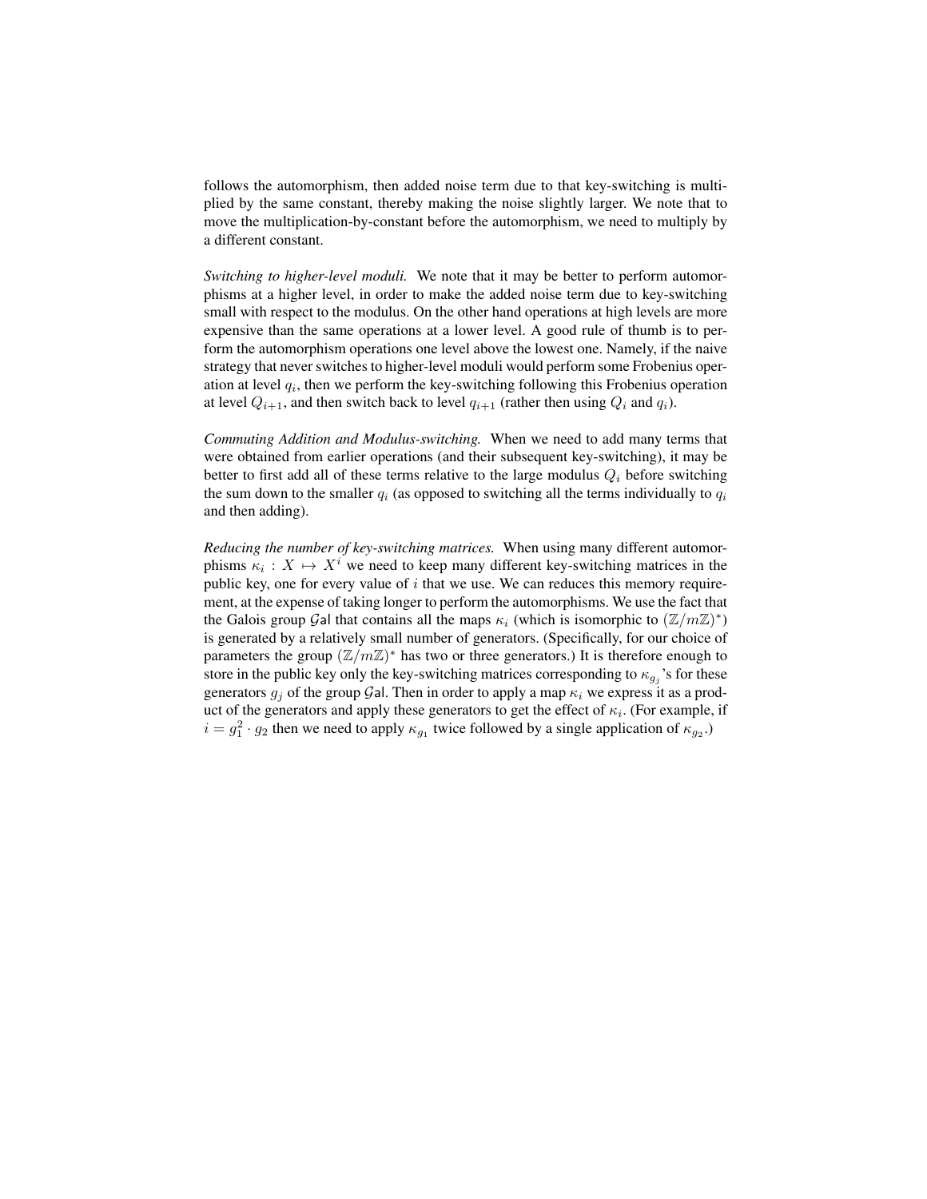follows the automorphism, then added noise term due to that key-switching is multiplied by the same constant, thereby making the noise slightly larger. We note that to move the multiplication-by-constant before the automorphism, we need to multiply by a different constant.

*Switching to higher-level moduli.* We note that it may be better to perform automorphisms at a higher level, in order to make the added noise term due to key-switching small with respect to the modulus. On the other hand operations at high levels are more expensive than the same operations at a lower level. A good rule of thumb is to perform the automorphism operations one level above the lowest one. Namely, if the naive strategy that never switches to higher-level moduli would perform some Frobenius operation at level $q_i$, then we perform the key-switching following this Frobenius operation at level $Q_{i+1}$, and then switch back to level $q_{i+1}$ (rather then using $Q_i$ and $q_i$).

*Commuting Addition and Modulus-switching.* When we need to add many terms that were obtained from earlier operations (and their subsequent key-switching), it may be better to first add all of these terms relative to the large modulus $Q_i$ before switching the sum down to the smaller $q_i$ (as opposed to switching all the terms individually to $q_i$ and then adding).

*Reducing the number of key-switching matrices.* When using many different automorphisms $\kappa_i : X \mapsto X^i$ we need to keep many different key-switching matrices in the public key, one for every value of $i$ that we use. We can reduces this memory requirement, at the expense of taking longer to perform the automorphisms. We use the fact that the Galois group $\mathcal{G}\mathsf{al}$ that contains all the maps $\kappa_i$ (which is isomorphic to $(\mathbb{Z}/m\mathbb{Z})^*$) is generated by a relatively small number of generators. (Specifically, for our choice of parameters the group $(\mathbb{Z}/m\mathbb{Z})^*$ has two or three generators.) It is therefore enough to store in the public key only the key-switching matrices corresponding to $\kappa_{g_j}$'s for these generators $g_j$ of the group $\mathcal{G}\mathsf{al}$. Then in order to apply a map $\kappa_i$ we express it as a product of the generators and apply these generators to get the effect of $\kappa_i$. (For example, if $i = g_1^2 \cdot g_2$ then we need to apply $\kappa_{g_1}$ twice followed by a single application of $\kappa_{g_2}$.)